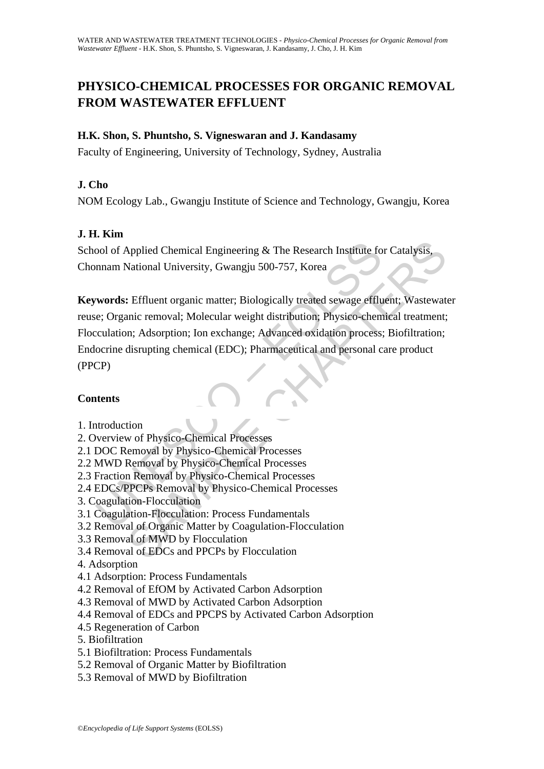# PHYSICO-CHEMICAL PROCESSES FOR ORGANIC REMOVAL FROM WASTEWATER EFFLUENT

**H.K. Shon, S. Phuntsho, S. Vigneswaran and J. Kandasamy**

Faculty of Engineering, University of Technology, Sydney, Australia

**J. Cho**

NOM Ecology Lab., Gwangju Institute of Science and Technology, Gwangju, Korea

**J. H. Kim**

School of Applied Chemical Engineering & The Research Institute for Catalysis, Chonnam National University, Gwangju 500-757, Korea

**Keywords:** Effluent organic matter; Biologically treated sewage effluent; Wastewater reuse; Organic removal; Molecular weight distribution; Physico-chemical treatment; Flocculation; Adsorption; Ion exchange; Advanced oxidation process; Biofiltration; Endocrine disrupting chemical (EDC); Pharmaceutical and personal care product (PPCP)

**Contents**

1. Introduction
2. Overview of Physico-Chemical Processes
2.1 DOC Removal by Physico-Chemical Processes
2.2 MWD Removal by Physico-Chemical Processes
2.3 Fraction Removal by Physico-Chemical Processes
2.4 EDCs/PPCPs Removal by Physico-Chemical Processes
3. Coagulation-Flocculation
3.1 Coagulation-Flocculation: Process Fundamentals
3.2 Removal of Organic Matter by Coagulation-Flocculation
3.3 Removal of MWD by Flocculation
3.4 Removal of EDCs and PPCPs by Flocculation
4. Adsorption
4.1 Adsorption: Process Fundamentals
4.2 Removal of EfOM by Activated Carbon Adsorption
4.3 Removal of MWD by Activated Carbon Adsorption
4.4 Removal of EDCs and PPCPS by Activated Carbon Adsorption
4.5 Regeneration of Carbon
5. Biofiltration
5.1 Biofiltration: Process Fundamentals
5.2 Removal of Organic Matter by Biofiltration
5.3 Removal of MWD by Biofiltration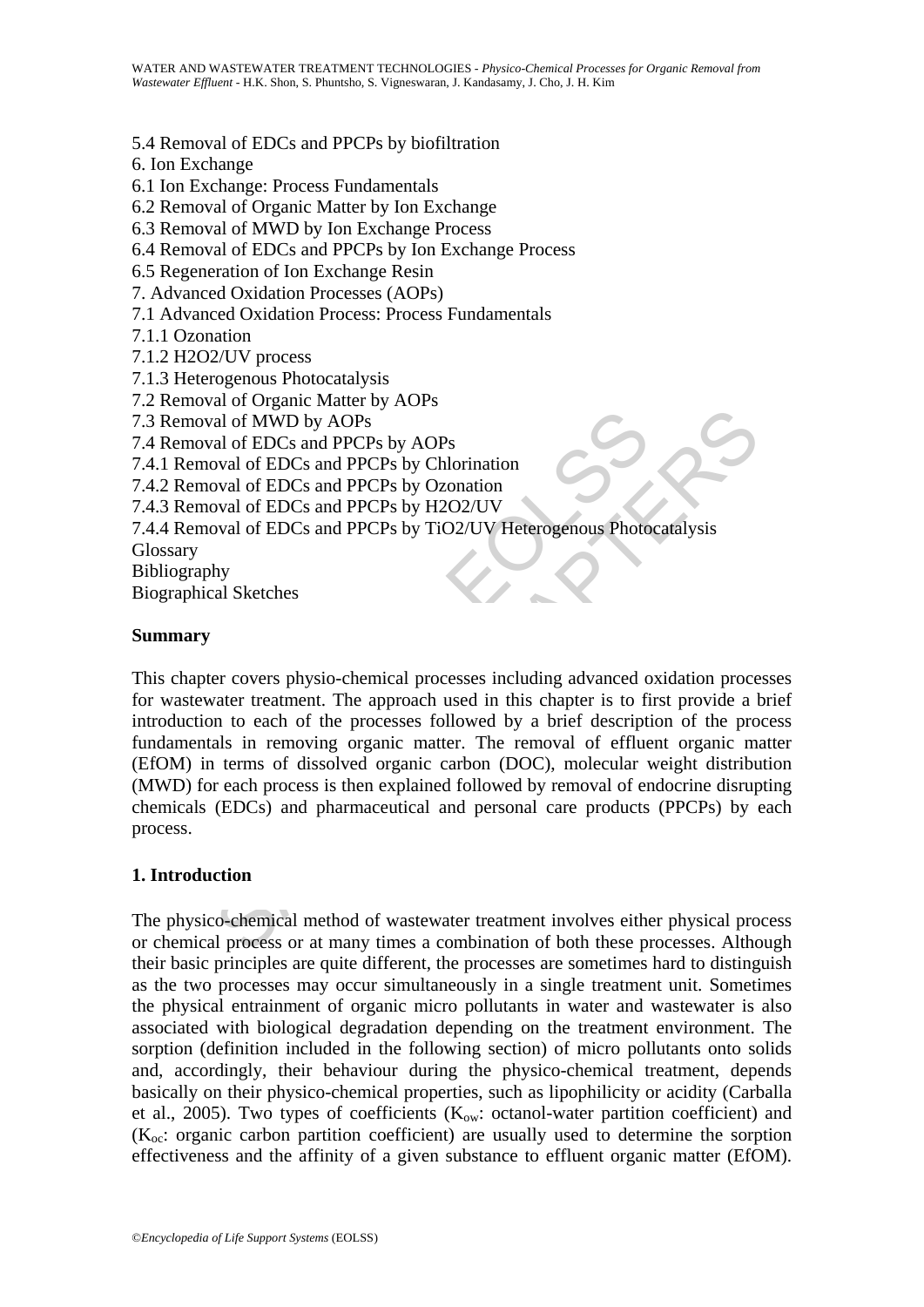5.4 Removal of EDCs and PPCPs by biofiltration
6. Ion Exchange
6.1 Ion Exchange: Process Fundamentals
6.2 Removal of Organic Matter by Ion Exchange
6.3 Removal of MWD by Ion Exchange Process
6.4 Removal of EDCs and PPCPs by Ion Exchange Process
6.5 Regeneration of Ion Exchange Resin
7. Advanced Oxidation Processes (AOPs)
7.1 Advanced Oxidation Process: Process Fundamentals
7.1.1 Ozonation
7.1.2 H2O2/UV process
7.1.3 Heterogenous Photocatalysis
7.2 Removal of Organic Matter by AOPs
7.3 Removal of MWD by AOPs
7.4 Removal of EDCs and PPCPs by AOPs
7.4.1 Removal of EDCs and PPCPs by Chlorination
7.4.2 Removal of EDCs and PPCPs by Ozonation
7.4.3 Removal of EDCs and PPCPs by H2O2/UV
7.4.4 Removal of EDCs and PPCPs by TiO2/UV Heterogenous Photocatalysis
Glossary
Bibliography
Biographical Sketches

## Summary

This chapter covers physio-chemical processes including advanced oxidation processes for wastewater treatment. The approach used in this chapter is to first provide a brief introduction to each of the processes followed by a brief description of the process fundamentals in removing organic matter. The removal of effluent organic matter (EfOM) in terms of dissolved organic carbon (DOC), molecular weight distribution (MWD) for each process is then explained followed by removal of endocrine disrupting chemicals (EDCs) and pharmaceutical and personal care products (PPCPs) by each process.

## 1. Introduction

The physico-chemical method of wastewater treatment involves either physical process or chemical process or at many times a combination of both these processes. Although their basic principles are quite different, the processes are sometimes hard to distinguish as the two processes may occur simultaneously in a single treatment unit. Sometimes the physical entrainment of organic micro pollutants in water and wastewater is also associated with biological degradation depending on the treatment environment. The sorption (definition included in the following section) of micro pollutants onto solids and, accordingly, their behaviour during the physico-chemical treatment, depends basically on their physico-chemical properties, such as lipophilicity or acidity (Carballa et al., 2005). Two types of coefficients ($K_{ow}$: octanol-water partition coefficient) and ($K_{oc}$: organic carbon partition coefficient) are usually used to determine the sorption effectiveness and the affinity of a given substance to effluent organic matter (EfOM).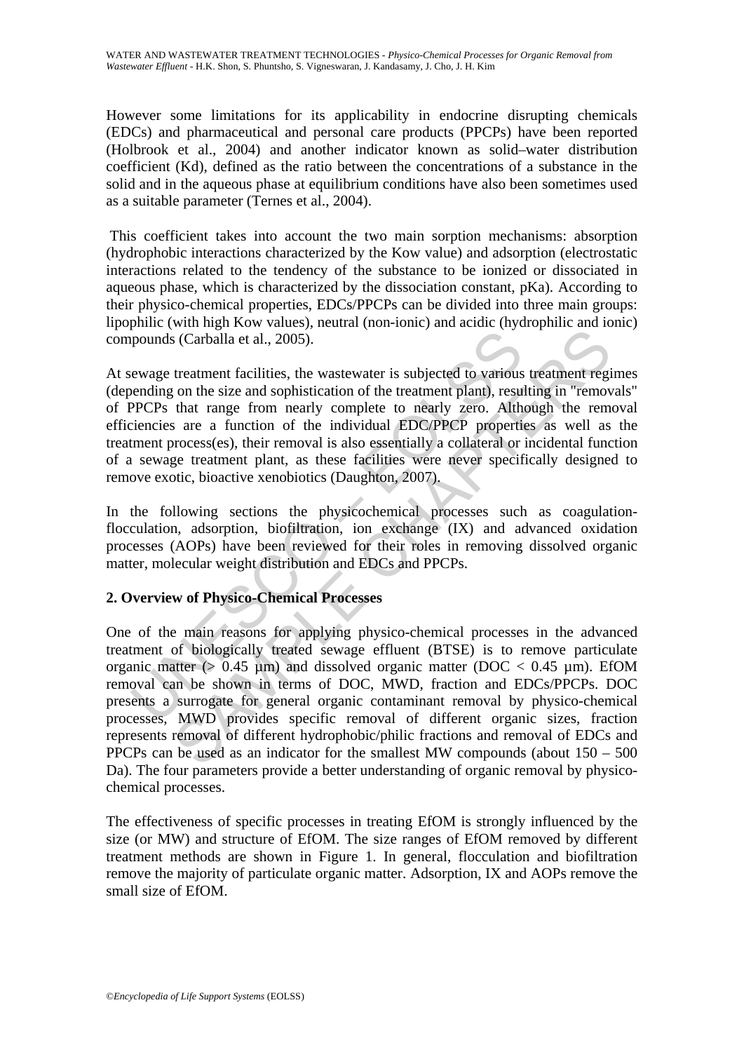However some limitations for its applicability in endocrine disrupting chemicals (EDCs) and pharmaceutical and personal care products (PPCPs) have been reported (Holbrook et al., 2004) and another indicator known as solid–water distribution coefficient (Kd), defined as the ratio between the concentrations of a substance in the solid and in the aqueous phase at equilibrium conditions have also been sometimes used as a suitable parameter (Ternes et al., 2004).

This coefficient takes into account the two main sorption mechanisms: absorption (hydrophobic interactions characterized by the Kow value) and adsorption (electrostatic interactions related to the tendency of the substance to be ionized or dissociated in aqueous phase, which is characterized by the dissociation constant, pKa). According to their physico-chemical properties, EDCs/PPCPs can be divided into three main groups: lipophilic (with high Kow values), neutral (non-ionic) and acidic (hydrophilic and ionic) compounds (Carballa et al., 2005).

At sewage treatment facilities, the wastewater is subjected to various treatment regimes (depending on the size and sophistication of the treatment plant), resulting in "removals" of PPCPs that range from nearly complete to nearly zero. Although the removal efficiencies are a function of the individual EDC/PPCP properties as well as the treatment process(es), their removal is also essentially a collateral or incidental function of a sewage treatment plant, as these facilities were never specifically designed to remove exotic, bioactive xenobiotics (Daughton, 2007).

In the following sections the physicochemical processes such as coagulation-flocculation, adsorption, biofiltration, ion exchange (IX) and advanced oxidation processes (AOPs) have been reviewed for their roles in removing dissolved organic matter, molecular weight distribution and EDCs and PPCPs.

## 2. Overview of Physico-Chemical Processes

One of the main reasons for applying physico-chemical processes in the advanced treatment of biologically treated sewage effluent (BTSE) is to remove particulate organic matter (> 0.45 μm) and dissolved organic matter (DOC < 0.45 μm). EfOM removal can be shown in terms of DOC, MWD, fraction and EDCs/PPCPs. DOC presents a surrogate for general organic contaminant removal by physico-chemical processes, MWD provides specific removal of different organic sizes, fraction represents removal of different hydrophobic/philic fractions and removal of EDCs and PPCPs can be used as an indicator for the smallest MW compounds (about 150 – 500 Da). The four parameters provide a better understanding of organic removal by physico-chemical processes.

The effectiveness of specific processes in treating EfOM is strongly influenced by the size (or MW) and structure of EfOM. The size ranges of EfOM removed by different treatment methods are shown in Figure 1. In general, flocculation and biofiltration remove the majority of particulate organic matter. Adsorption, IX and AOPs remove the small size of EfOM.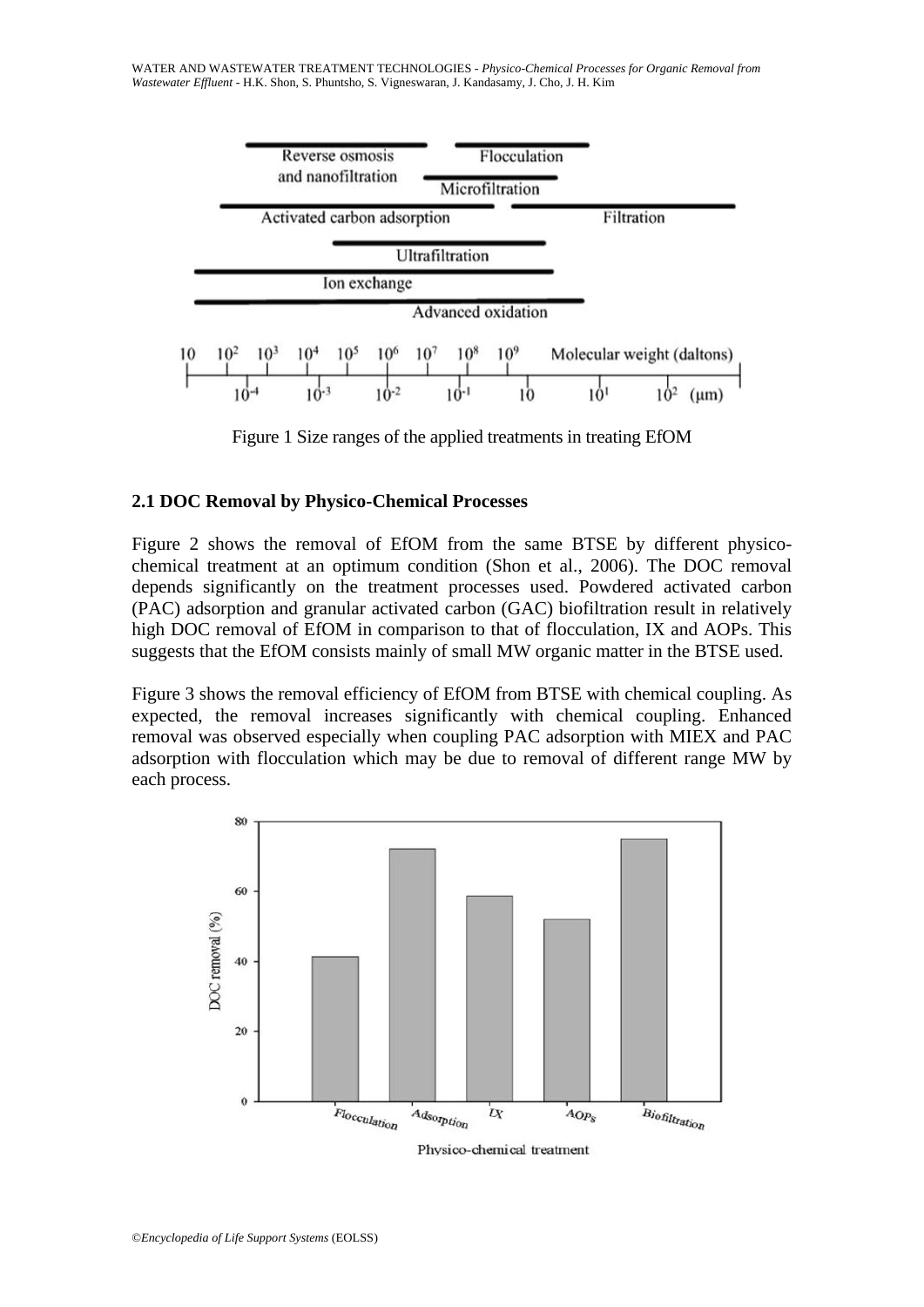Figure 1 Size ranges of the applied treatments in treating EfOM

### 2.1 DOC Removal by Physico-Chemical Processes

Figure 2 shows the removal of EfOM from the same BTSE by different physico-chemical treatment at an optimum condition (Shon et al., 2006). The DOC removal depends significantly on the treatment processes used. Powdered activated carbon (PAC) adsorption and granular activated carbon (GAC) biofiltration result in relatively high DOC removal of EfOM in comparison to that of flocculation, IX and AOPs. This suggests that the EfOM consists mainly of small MW organic matter in the BTSE used.

Figure 3 shows the removal efficiency of EfOM from BTSE with chemical coupling. As expected, the removal increases significantly with chemical coupling. Enhanced removal was observed especially when coupling PAC adsorption with MIEX and PAC adsorption with flocculation which may be due to removal of different range MW by each process.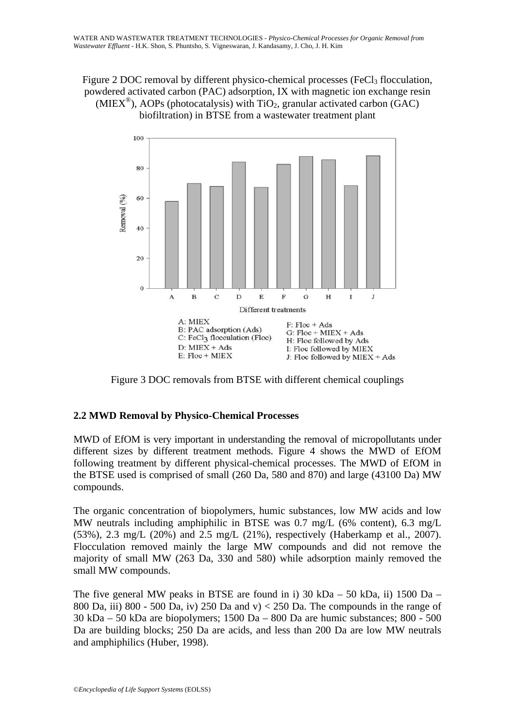Figure 2 DOC removal by different physico-chemical processes ($FeCl_3$ flocculation, powdered activated carbon (PAC) adsorption, IX with magnetic ion exchange resin (MIEX®), AOPs (photocatalysis) with $TiO_2$, granular activated carbon (GAC) biofiltration) in BTSE from a wastewater treatment plant

Figure 3 DOC removals from BTSE with different chemical couplings

## 2.2 MWD Removal by Physico-Chemical Processes

MWD of EfOM is very important in understanding the removal of micropollutants under different sizes by different treatment methods. Figure 4 shows the MWD of EfOM following treatment by different physical-chemical processes. The MWD of EfOM in the BTSE used is comprised of small (260 Da, 580 and 870) and large (43100 Da) MW compounds.

The organic concentration of biopolymers, humic substances, low MW acids and low MW neutrals including amphiphilic in BTSE was 0.7 mg/L (6% content), 6.3 mg/L (53%), 2.3 mg/L (20%) and 2.5 mg/L (21%), respectively (Haberkamp et al., 2007). Flocculation removed mainly the large MW compounds and did not remove the majority of small MW (263 Da, 330 and 580) while adsorption mainly removed the small MW compounds.

The five general MW peaks in BTSE are found in i) 30 kDa – 50 kDa, ii) 1500 Da – 800 Da, iii) 800 - 500 Da, iv) 250 Da and v) < 250 Da. The compounds in the range of 30 kDa – 50 kDa are biopolymers; 1500 Da – 800 Da are humic substances; 800 - 500 Da are building blocks; 250 Da are acids, and less than 200 Da are low MW neutrals and amphiphilics (Huber, 1998).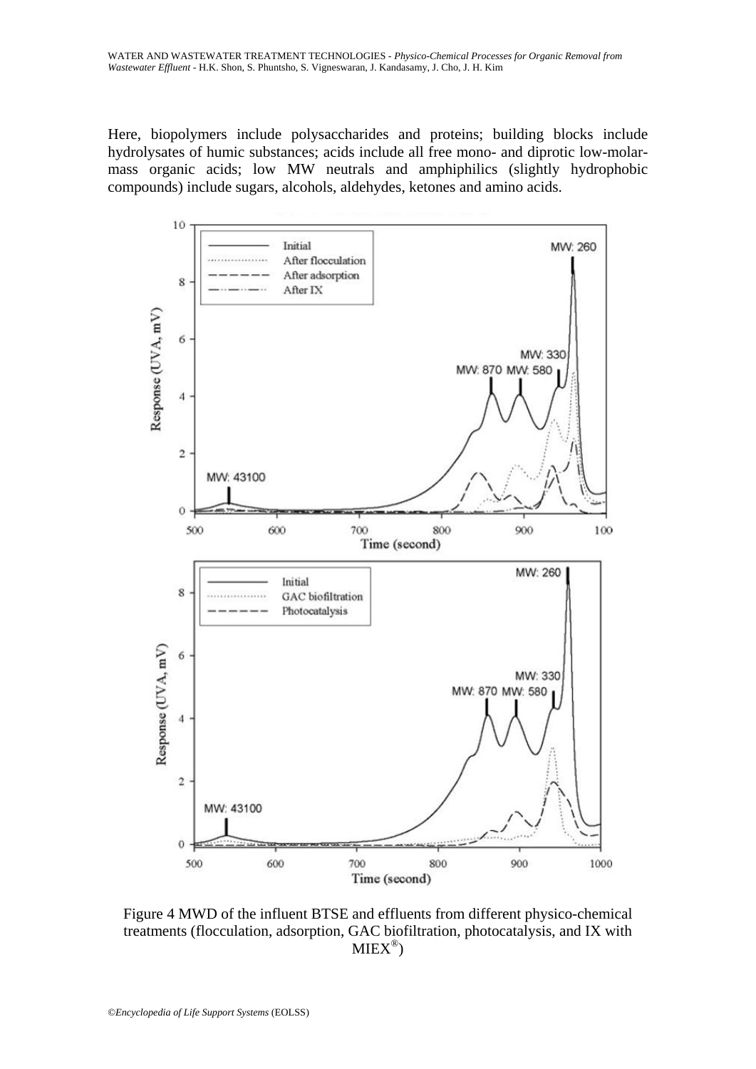Here, biopolymers include polysaccharides and proteins; building blocks include hydrolysates of humic substances; acids include all free mono- and diprotic low-molar-mass organic acids; low MW neutrals and amphiphilics (slightly hydrophobic compounds) include sugars, alcohols, aldehydes, ketones and amino acids.

Figure 4 MWD of the influent BTSE and effluents from different physico-chemical treatments (flocculation, adsorption, GAC biofiltration, photocatalysis, and IX with MIEX®)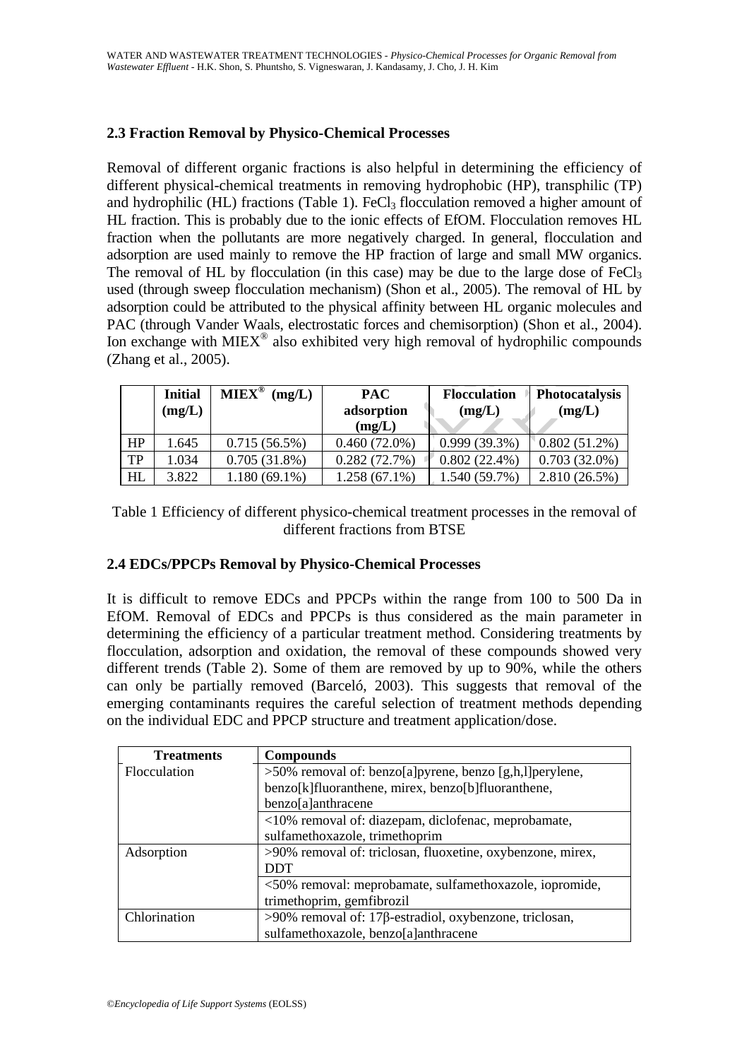## 2.3 Fraction Removal by Physico-Chemical Processes

Removal of different organic fractions is also helpful in determining the efficiency of different physical-chemical treatments in removing hydrophobic (HP), transphilic (TP) and hydrophilic (HL) fractions (Table 1). $FeCl_3$ flocculation removed a higher amount of HL fraction. This is probably due to the ionic effects of EfOM. Flocculation removes HL fraction when the pollutants are more negatively charged. In general, flocculation and adsorption are used mainly to remove the HP fraction of large and small MW organics. The removal of HL by flocculation (in this case) may be due to the large dose of $FeCl_3$ used (through sweep flocculation mechanism) (Shon et al., 2005). The removal of HL by adsorption could be attributed to the physical affinity between HL organic molecules and PAC (through Vander Waals, electrostatic forces and chemisorption) (Shon et al., 2004). Ion exchange with MIEX® also exhibited very high removal of hydrophilic compounds (Zhang et al., 2005).

| | Initial (mg/L) | MIEX® (mg/L) | PAC adsorption (mg/L) | Flocculation (mg/L) | Photocatalysis (mg/L) |
|---|---|---|---|---|---|
| HP | 1.645 | 0.715 (56.5%) | 0.460 (72.0%) | 0.999 (39.3%) | 0.802 (51.2%) |
| TP | 1.034 | 0.705 (31.8%) | 0.282 (72.7%) | 0.802 (22.4%) | 0.703 (32.0%) |
| HL | 3.822 | 1.180 (69.1%) | 1.258 (67.1%) | 1.540 (59.7%) | 2.810 (26.5%) |

Table 1 Efficiency of different physico-chemical treatment processes in the removal of different fractions from BTSE

## 2.4 EDCs/PPCPs Removal by Physico-Chemical Processes

It is difficult to remove EDCs and PPCPs within the range from 100 to 500 Da in EfOM. Removal of EDCs and PPCPs is thus considered as the main parameter in determining the efficiency of a particular treatment method. Considering treatments by flocculation, adsorption and oxidation, the removal of these compounds showed very different trends (Table 2). Some of them are removed by up to 90%, while the others can only be partially removed (Barceló, 2003). This suggests that removal of the emerging contaminants requires the careful selection of treatment methods depending on the individual EDC and PPCP structure and treatment application/dose.

| Treatments | Compounds |
|---|---|
| Flocculation | >50% removal of: benzo[a]pyrene, benzo [g,h,l]perylene, benzo[k]fluoranthene, mirex, benzo[b]fluoranthene, benzo[a]anthracene |
| | <10% removal of: diazepam, diclofenac, meprobamate, sulfamethoxazole, trimethoprim |
| Adsorption | >90% removal of: triclosan, fluoxetine, oxybenzone, mirex, DDT |
| | <50% removal: meprobamate, sulfamethoxazole, iopromide, trimethoprim, gemfibrozil |
| Chlorination | >90% removal of: 17β-estradiol, oxybenzone, triclosan, sulfamethoxazole, benzo[a]anthracene |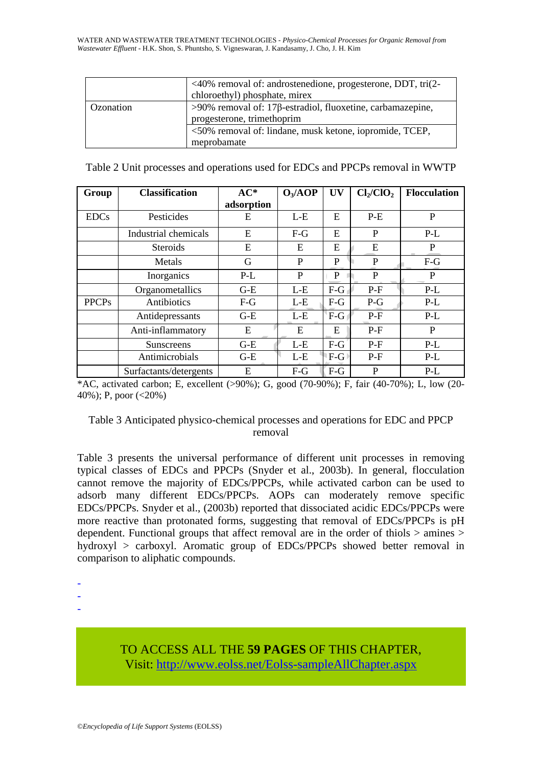| | |
|---|---|
| | <40% removal of: androstenedione, progesterone, DDT, tri(2-chloroethyl) phosphate, mirex |
| Ozonation | >90% removal of: 17β-estradiol, fluoxetine, carbamazepine, progesterone, trimethoprim |
| | <50% removal of: lindane, musk ketone, iopromide, TCEP, meprobamate |

Table 2 Unit processes and operations used for EDCs and PPCPs removal in WWTP

| Group | Classification | AC* adsorption | $O_3$/AOP | UV | $Cl_2$/$ClO_2$ | Flocculation |
|---|---|---|---|---|---|---|
| EDCs | Pesticides | E | L-E | E | P-E | P |
| | Industrial chemicals | E | F-G | E | P | P-L |
| | Steroids | E | E | E | E | P |
| | Metals | G | P | P | P | F-G |
| | Inorganics | P-L | P | P | P | P |
| | Organometallics | G-E | L-E | F-G | P-F | P-L |
| PPCPs | Antibiotics | F-G | L-E | F-G | P-G | P-L |
| | Antidepressants | G-E | L-E | F-G | P-F | P-L |
| | Anti-inflammatory | E | E | E | P-F | P |
| | Sunscreens | G-E | L-E | F-G | P-F | P-L |
| | Antimicrobials | G-E | L-E | F-G | P-F | P-L |
| | Surfactants/detergents | E | F-G | F-G | P | P-L |

*AC, activated carbon; E, excellent (>90%); G, good (70-90%); F, fair (40-70%); L, low (20-40%); P, poor (<20%)

Table 3 Anticipated physico-chemical processes and operations for EDC and PPCP removal

Table 3 presents the universal performance of different unit processes in removing typical classes of EDCs and PPCPs (Snyder et al., 2003b). In general, flocculation cannot remove the majority of EDCs/PPCPs, while activated carbon can be used to adsorb many different EDCs/PPCPs. AOPs can moderately remove specific EDCs/PPCPs. Snyder et al., (2003b) reported that dissociated acidic EDCs/PPCPs were more reactive than protonated forms, suggesting that removal of EDCs/PPCPs is pH dependent. Functional groups that affect removal are in the order of thiols > amines > hydroxyl > carboxyl. Aromatic group of EDCs/PPCPs showed better removal in comparison to aliphatic compounds.

-
-
-

TO ACCESS ALL THE **59 PAGES** OF THIS CHAPTER,
Visit: http://www.eolss.net/Eolss-sampleAllChapter.aspx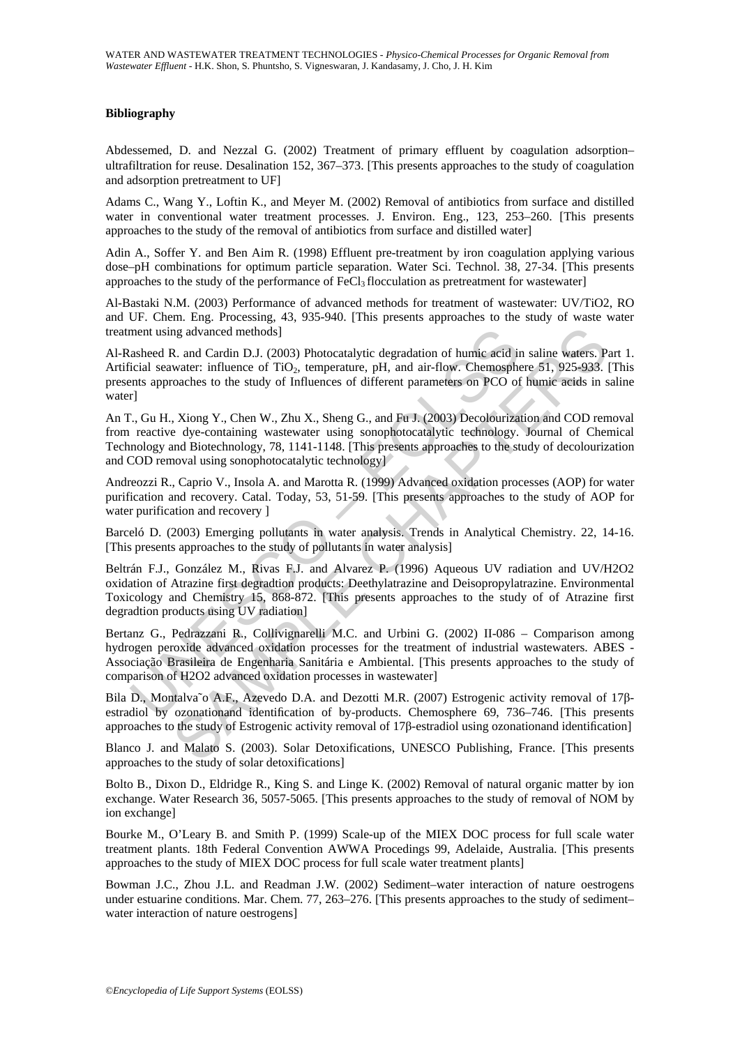### Bibliography

Abdessemed, D. and Nezzal G. (2002) Treatment of primary effluent by coagulation adsorption–ultrafiltration for reuse. Desalination 152, 367–373. [This presents approaches to the study of coagulation and adsorption pretreatment to UF]

Adams C., Wang Y., Loftin K., and Meyer M. (2002) Removal of antibiotics from surface and distilled water in conventional water treatment processes. J. Environ. Eng., 123, 253–260. [This presents approaches to the study of the removal of antibiotics from surface and distilled water]

Adin A., Soffer Y. and Ben Aim R. (1998) Effluent pre-treatment by iron coagulation applying various dose–pH combinations for optimum particle separation. Water Sci. Technol. 38, 27-34. [This presents approaches to the study of the performance of $FeCl_3$ flocculation as pretreatment for wastewater]

Al-Bastaki N.M. (2003) Performance of advanced methods for treatment of wastewater: UV/TiO2, RO and UF. Chem. Eng. Processing, 43, 935-940. [This presents approaches to the study of waste water treatment using advanced methods]

Al-Rasheed R. and Cardin D.J. (2003) Photocatalytic degradation of humic acid in saline waters. Part 1. Artificial seawater: influence of $TiO_2$, temperature, pH, and air-flow. Chemosphere 51, 925-933. [This presents approaches to the study of Influences of different parameters on PCO of humic acids in saline water]

An T., Gu H., Xiong Y., Chen W., Zhu X., Sheng G., and Fu J. (2003) Decolourization and COD removal from reactive dye-containing wastewater using sonophotocatalytic technology. Journal of Chemical Technology and Biotechnology, 78, 1141-1148. [This presents approaches to the study of decolourization and COD removal using sonophotocatalytic technology]

Andreozzi R., Caprio V., Insola A. and Marotta R. (1999) Advanced oxidation processes (AOP) for water purification and recovery. Catal. Today, 53, 51-59. [This presents approaches to the study of AOP for water purification and recovery ]

Barceló D. (2003) Emerging pollutants in water analysis. Trends in Analytical Chemistry. 22, 14-16. [This presents approaches to the study of pollutants in water analysis]

Beltrán F.J., González M., Rivas F.J. and Alvarez P. (1996) Aqueous UV radiation and UV/H2O2 oxidation of Atrazine first degradtion products: Deethylatrazine and Deisopropylatrazine. Environmental Toxicology and Chemistry 15, 868-872. [This presents approaches to the study of of Atrazine first degradtion products using UV radiation]

Bertanz G., Pedrazzani R., Collivignarelli M.C. and Urbini G. (2002) II-086 – Comparison among hydrogen peroxide advanced oxidation processes for the treatment of industrial wastewaters. ABES - Associação Brasileira de Engenharia Sanitária e Ambiental. [This presents approaches to the study of comparison of H2O2 advanced oxidation processes in wastewater]

Bila D., Montalva˜o A.F., Azevedo D.A. and Dezotti M.R. (2007) Estrogenic activity removal of 17β-estradiol by ozonationand identification of by-products. Chemosphere 69, 736–746. [This presents approaches to the study of Estrogenic activity removal of 17β-estradiol using ozonationand identification]

Blanco J. and Malato S. (2003). Solar Detoxifications, UNESCO Publishing, France. [This presents approaches to the study of solar detoxifications]

Bolto B., Dixon D., Eldridge R., King S. and Linge K. (2002) Removal of natural organic matter by ion exchange. Water Research 36, 5057-5065. [This presents approaches to the study of removal of NOM by ion exchange]

Bourke M., O'Leary B. and Smith P. (1999) Scale-up of the MIEX DOC process for full scale water treatment plants. 18th Federal Convention AWWA Procedings 99, Adelaide, Australia. [This presents approaches to the study of MIEX DOC process for full scale water treatment plants]

Bowman J.C., Zhou J.L. and Readman J.W. (2002) Sediment–water interaction of nature oestrogens under estuarine conditions. Mar. Chem. 77, 263–276. [This presents approaches to the study of sediment–water interaction of nature oestrogens]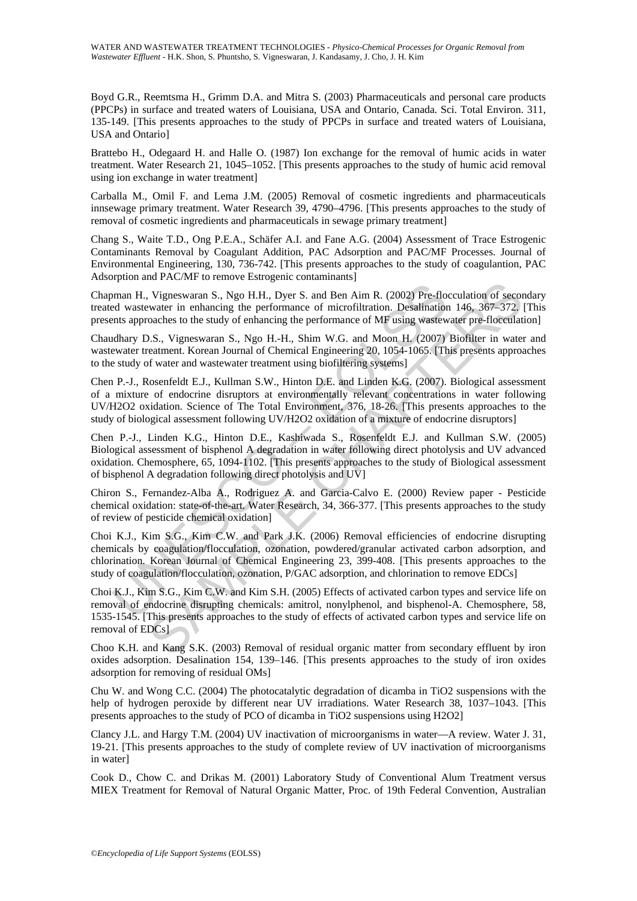Boyd G.R., Reemtsma H., Grimm D.A. and Mitra S. (2003) Pharmaceuticals and personal care products (PPCPs) in surface and treated waters of Louisiana, USA and Ontario, Canada. Sci. Total Environ. 311, 135-149. [This presents approaches to the study of PPCPs in surface and treated waters of Louisiana, USA and Ontario]

Brattebo H., Odegaard H. and Halle O. (1987) Ion exchange for the removal of humic acids in water treatment. Water Research 21, 1045–1052. [This presents approaches to the study of humic acid removal using ion exchange in water treatment]

Carballa M., Omil F. and Lema J.M. (2005) Removal of cosmetic ingredients and pharmaceuticals innsewage primary treatment. Water Research 39, 4790–4796. [This presents approaches to the study of removal of cosmetic ingredients and pharmaceuticals in sewage primary treatment]

Chang S., Waite T.D., Ong P.E.A., Schäfer A.I. and Fane A.G. (2004) Assessment of Trace Estrogenic Contaminants Removal by Coagulant Addition, PAC Adsorption and PAC/MF Processes. Journal of Environmental Engineering, 130, 736-742. [This presents approaches to the study of coagulantion, PAC Adsorption and PAC/MF to remove Estrogenic contaminants]

Chapman H., Vigneswaran S., Ngo H.H., Dyer S. and Ben Aim R. (2002) Pre-flocculation of secondary treated wastewater in enhancing the performance of microfiltration. Desalination 146, 367–372. [This presents approaches to the study of enhancing the performance of MF using wastewater pre-flocculation]

Chaudhary D.S., Vigneswaran S., Ngo H.-H., Shim W.G. and Moon H. (2007) Biofilter in water and wastewater treatment. Korean Journal of Chemical Engineering 20, 1054-1065. [This presents approaches to the study of water and wastewater treatment using biofiltering systems]

Chen P.-J., Rosenfeldt E.J., Kullman S.W., Hinton D.E. and Linden K.G. (2007). Biological assessment of a mixture of endocrine disruptors at environmentally relevant concentrations in water following UV/H2O2 oxidation. Science of The Total Environment, 376, 18-26. [This presents approaches to the study of biological assessment following UV/H2O2 oxidation of a mixture of endocrine disruptors]

Chen P.-J., Linden K.G., Hinton D.E., Kashiwada S., Rosenfeldt E.J. and Kullman S.W. (2005) Biological assessment of bisphenol A degradation in water following direct photolysis and UV advanced oxidation. Chemosphere, 65, 1094-1102. [This presents approaches to the study of Biological assessment of bisphenol A degradation following direct photolysis and UV]

Chiron S., Fernandez-Alba A., Rodriguez A. and Garcia-Calvo E. (2000) Review paper - Pesticide chemical oxidation: state-of-the-art. Water Research, 34, 366-377. [This presents approaches to the study of review of pesticide chemical oxidation]

Choi K.J., Kim S.G., Kim C.W. and Park J.K. (2006) Removal efficiencies of endocrine disrupting chemicals by coagulation/flocculation, ozonation, powdered/granular activated carbon adsorption, and chlorination. Korean Journal of Chemical Engineering 23, 399-408. [This presents approaches to the study of coagulation/flocculation, ozonation, P/GAC adsorption, and chlorination to remove EDCs]

Choi K.J., Kim S.G., Kim C.W. and Kim S.H. (2005) Effects of activated carbon types and service life on removal of endocrine disrupting chemicals: amitrol, nonylphenol, and bisphenol-A. Chemosphere, 58, 1535-1545. [This presents approaches to the study of effects of activated carbon types and service life on removal of EDCs]

Choo K.H. and Kang S.K. (2003) Removal of residual organic matter from secondary effluent by iron oxides adsorption. Desalination 154, 139–146. [This presents approaches to the study of iron oxides adsorption for removing of residual OMs]

Chu W. and Wong C.C. (2004) The photocatalytic degradation of dicamba in TiO2 suspensions with the help of hydrogen peroxide by different near UV irradiations. Water Research 38, 1037–1043. [This presents approaches to the study of PCO of dicamba in TiO2 suspensions using H2O2]

Clancy J.L. and Hargy T.M. (2004) UV inactivation of microorganisms in water—A review. Water J. 31, 19-21. [This presents approaches to the study of complete review of UV inactivation of microorganisms in water]

Cook D., Chow C. and Drikas M. (2001) Laboratory Study of Conventional Alum Treatment versus MIEX Treatment for Removal of Natural Organic Matter, Proc. of 19th Federal Convention, Australian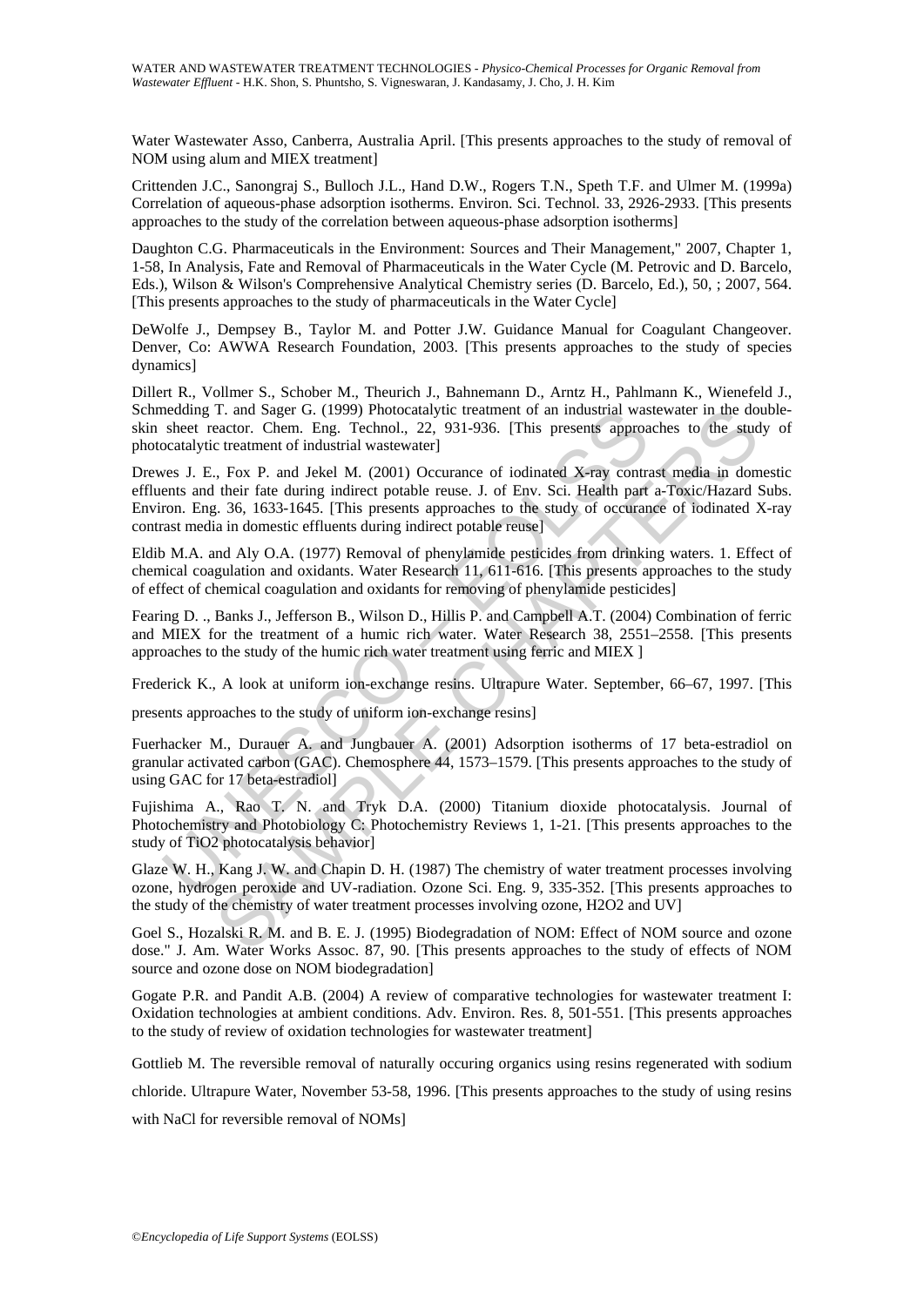Water Wastewater Asso, Canberra, Australia April. [This presents approaches to the study of removal of NOM using alum and MIEX treatment]

Crittenden J.C., Sanongraj S., Bulloch J.L., Hand D.W., Rogers T.N., Speth T.F. and Ulmer M. (1999a) Correlation of aqueous-phase adsorption isotherms. Environ. Sci. Technol. 33, 2926-2933. [This presents approaches to the study of the correlation between aqueous-phase adsorption isotherms]

Daughton C.G. Pharmaceuticals in the Environment: Sources and Their Management," 2007, Chapter 1, 1-58, In Analysis, Fate and Removal of Pharmaceuticals in the Water Cycle (M. Petrovic and D. Barcelo, Eds.), Wilson & Wilson's Comprehensive Analytical Chemistry series (D. Barcelo, Ed.), 50, ; 2007, 564. [This presents approaches to the study of pharmaceuticals in the Water Cycle]

DeWolfe J., Dempsey B., Taylor M. and Potter J.W. Guidance Manual for Coagulant Changeover. Denver, Co: AWWA Research Foundation, 2003. [This presents approaches to the study of species dynamics]

Dillert R., Vollmer S., Schober M., Theurich J., Bahnemann D., Arntz H., Pahlmann K., Wienefeld J., Schmedding T. and Sager G. (1999) Photocatalytic treatment of an industrial wastewater in the double-skin sheet reactor. Chem. Eng. Technol., 22, 931-936. [This presents approaches to the study of photocatalytic treatment of industrial wastewater]

Drewes J. E., Fox P. and Jekel M. (2001) Occurance of iodinated X-ray contrast media in domestic effluents and their fate during indirect potable reuse. J. of Env. Sci. Health part a-Toxic/Hazard Subs. Environ. Eng. 36, 1633-1645. [This presents approaches to the study of occurance of iodinated X-ray contrast media in domestic effluents during indirect potable reuse]

Eldib M.A. and Aly O.A. (1977) Removal of phenylamide pesticides from drinking waters. 1. Effect of chemical coagulation and oxidants. Water Research 11, 611-616. [This presents approaches to the study of effect of chemical coagulation and oxidants for removing of phenylamide pesticides]

Fearing D. ., Banks J., Jefferson B., Wilson D., Hillis P. and Campbell A.T. (2004) Combination of ferric and MIEX for the treatment of a humic rich water. Water Research 38, 2551–2558. [This presents approaches to the study of the humic rich water treatment using ferric and MIEX ]

Frederick K., A look at uniform ion-exchange resins. Ultrapure Water. September, 66–67, 1997. [This presents approaches to the study of uniform ion-exchange resins]

Fuerhacker M., Durauer A. and Jungbauer A. (2001) Adsorption isotherms of 17 beta-estradiol on granular activated carbon (GAC). Chemosphere 44, 1573–1579. [This presents approaches to the study of using GAC for 17 beta-estradiol]

Fujishima A., Rao T. N. and Tryk D.A. (2000) Titanium dioxide photocatalysis. Journal of Photochemistry and Photobiology C: Photochemistry Reviews 1, 1-21. [This presents approaches to the study of $TiO_2$ photocatalysis behavior]

Glaze W. H., Kang J. W. and Chapin D. H. (1987) The chemistry of water treatment processes involving ozone, hydrogen peroxide and UV-radiation. Ozone Sci. Eng. 9, 335-352. [This presents approaches to the study of the chemistry of water treatment processes involving ozone, $H_2O_2$ and UV]

Goel S., Hozalski R. M. and B. E. J. (1995) Biodegradation of NOM: Effect of NOM source and ozone dose." J. Am. Water Works Assoc. 87, 90. [This presents approaches to the study of effects of NOM source and ozone dose on NOM biodegradation]

Gogate P.R. and Pandit A.B. (2004) A review of comparative technologies for wastewater treatment I: Oxidation technologies at ambient conditions. Adv. Environ. Res. 8, 501-551. [This presents approaches to the study of review of oxidation technologies for wastewater treatment]

Gottlieb M. The reversible removal of naturally occuring organics using resins regenerated with sodium chloride. Ultrapure Water, November 53-58, 1996. [This presents approaches to the study of using resins with NaCl for reversible removal of NOMs]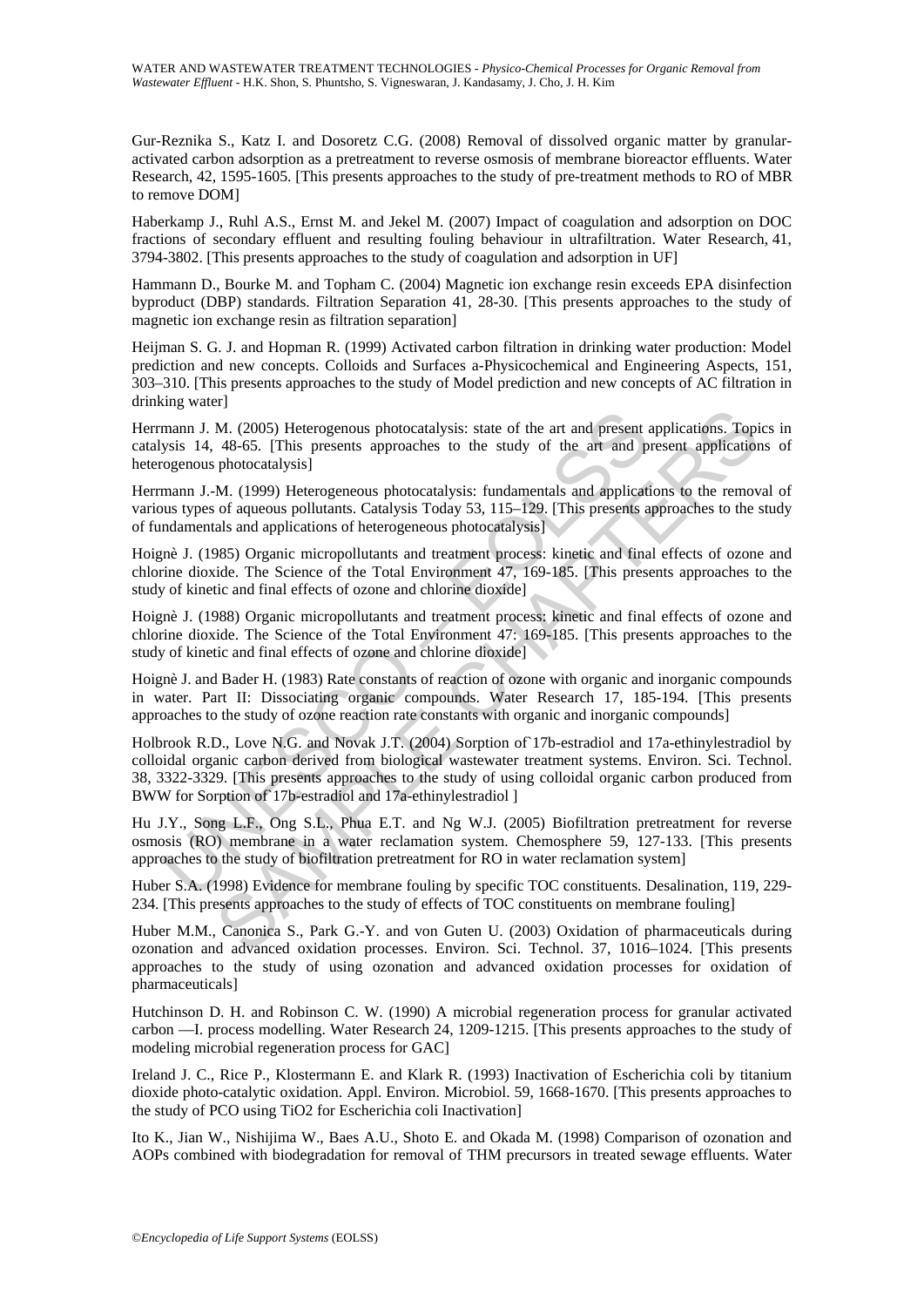Gur-Reznika S., Katz I. and Dosoretz C.G. (2008) Removal of dissolved organic matter by granular-activated carbon adsorption as a pretreatment to reverse osmosis of membrane bioreactor effluents. Water Research, 42, 1595-1605. [This presents approaches to the study of pre-treatment methods to RO of MBR to remove DOM]

Haberkamp J., Ruhl A.S., Ernst M. and Jekel M. (2007) Impact of coagulation and adsorption on DOC fractions of secondary effluent and resulting fouling behaviour in ultrafiltration. Water Research, 41, 3794-3802. [This presents approaches to the study of coagulation and adsorption in UF]

Hammann D., Bourke M. and Topham C. (2004) Magnetic ion exchange resin exceeds EPA disinfection byproduct (DBP) standards. Filtration Separation 41, 28-30. [This presents approaches to the study of magnetic ion exchange resin as filtration separation]

Heijman S. G. J. and Hopman R. (1999) Activated carbon filtration in drinking water production: Model prediction and new concepts. Colloids and Surfaces a-Physicochemical and Engineering Aspects, 151, 303–310. [This presents approaches to the study of Model prediction and new concepts of AC filtration in drinking water]

Herrmann J. M. (2005) Heterogenous photocatalysis: state of the art and present applications. Topics in catalysis 14, 48-65. [This presents approaches to the study of the art and present applications of heterogenous photocatalysis]

Herrmann J.-M. (1999) Heterogeneous photocatalysis: fundamentals and applications to the removal of various types of aqueous pollutants. Catalysis Today 53, 115–129. [This presents approaches to the study of fundamentals and applications of heterogeneous photocatalysis]

Hoignè J. (1985) Organic micropollutants and treatment process: kinetic and final effects of ozone and chlorine dioxide. The Science of the Total Environment 47, 169-185. [This presents approaches to the study of kinetic and final effects of ozone and chlorine dioxide]

Hoignè J. (1988) Organic micropollutants and treatment process: kinetic and final effects of ozone and chlorine dioxide. The Science of the Total Environment 47: 169-185. [This presents approaches to the study of kinetic and final effects of ozone and chlorine dioxide]

Hoignè J. and Bader H. (1983) Rate constants of reaction of ozone with organic and inorganic compounds in water. Part II: Dissociating organic compounds. Water Research 17, 185-194. [This presents approaches to the study of ozone reaction rate constants with organic and inorganic compounds]

Holbrook R.D., Love N.G. and Novak J.T. (2004) Sorption of`17b-estradiol and 17a-ethinylestradiol by colloidal organic carbon derived from biological wastewater treatment systems. Environ. Sci. Technol. 38, 3322-3329. [This presents approaches to the study of using colloidal organic carbon produced from BWW for Sorption of`17b-estradiol and 17a-ethinylestradiol ]

Hu J.Y., Song L.F., Ong S.L., Phua E.T. and Ng W.J. (2005) Biofiltration pretreatment for reverse osmosis (RO) membrane in a water reclamation system. Chemosphere 59, 127-133. [This presents approaches to the study of biofiltration pretreatment for RO in water reclamation system]

Huber S.A. (1998) Evidence for membrane fouling by specific TOC constituents. Desalination, 119, 229-234. [This presents approaches to the study of effects of TOC constituents on membrane fouling]

Huber M.M., Canonica S., Park G.-Y. and von Guten U. (2003) Oxidation of pharmaceuticals during ozonation and advanced oxidation processes. Environ. Sci. Technol. 37, 1016–1024. [This presents approaches to the study of using ozonation and advanced oxidation processes for oxidation of pharmaceuticals]

Hutchinson D. H. and Robinson C. W. (1990) A microbial regeneration process for granular activated carbon —I. process modelling. Water Research 24, 1209-1215. [This presents approaches to the study of modeling microbial regeneration process for GAC]

Ireland J. C., Rice P., Klostermann E. and Klark R. (1993) Inactivation of Escherichia coli by titanium dioxide photo-catalytic oxidation. Appl. Environ. Microbiol. 59, 1668-1670. [This presents approaches to the study of PCO using TiO2 for Escherichia coli Inactivation]

Ito K., Jian W., Nishijima W., Baes A.U., Shoto E. and Okada M. (1998) Comparison of ozonation and AOPs combined with biodegradation for removal of THM precursors in treated sewage effluents. Water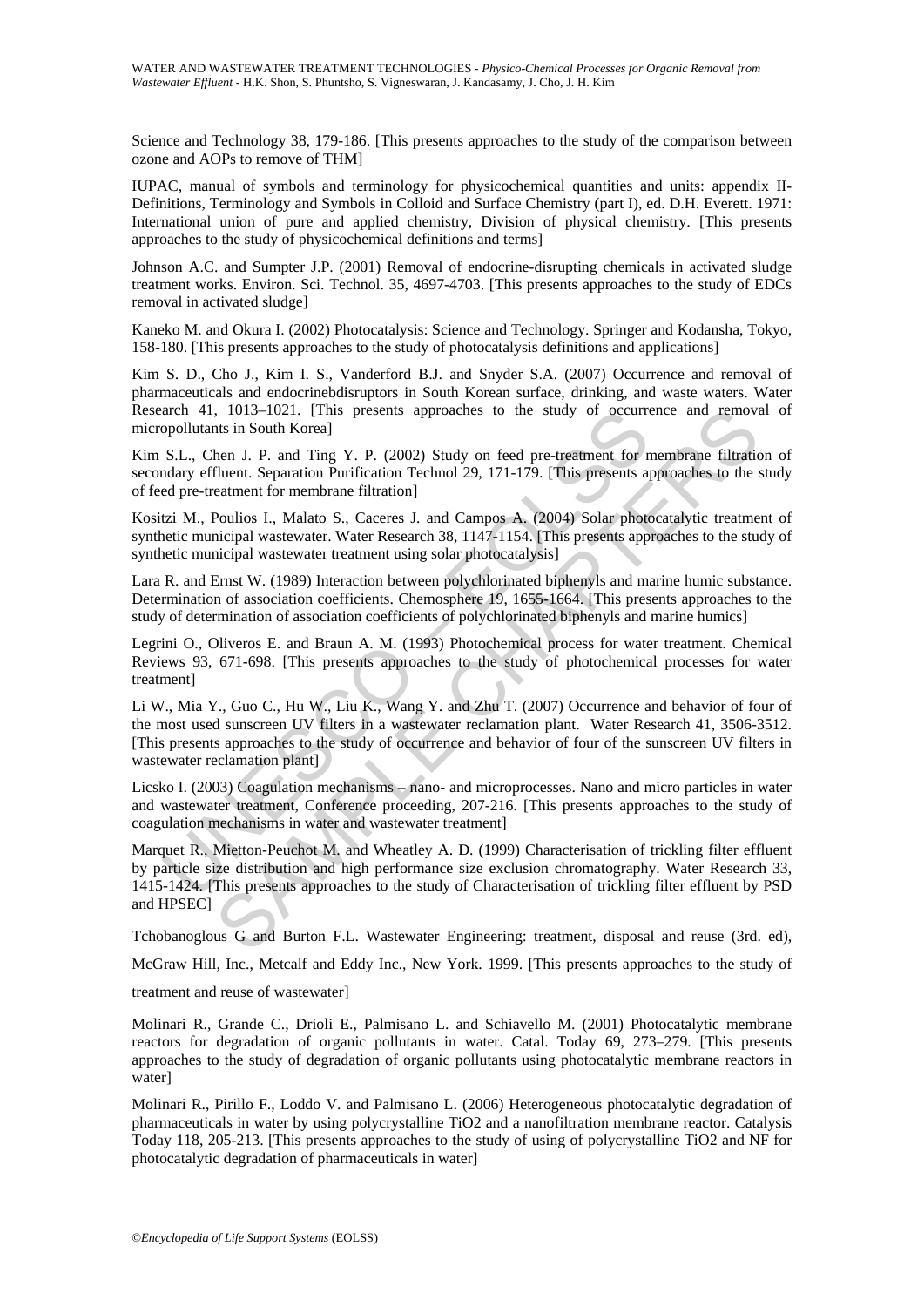Science and Technology 38, 179-186. [This presents approaches to the study of the comparison between ozone and AOPs to remove of THM]

IUPAC, manual of symbols and terminology for physicochemical quantities and units: appendix II-Definitions, Terminology and Symbols in Colloid and Surface Chemistry (part I), ed. D.H. Everett. 1971: International union of pure and applied chemistry, Division of physical chemistry. [This presents approaches to the study of physicochemical definitions and terms]

Johnson A.C. and Sumpter J.P. (2001) Removal of endocrine-disrupting chemicals in activated sludge treatment works. Environ. Sci. Technol. 35, 4697-4703. [This presents approaches to the study of EDCs removal in activated sludge]

Kaneko M. and Okura I. (2002) Photocatalysis: Science and Technology. Springer and Kodansha, Tokyo, 158-180. [This presents approaches to the study of photocatalysis definitions and applications]

Kim S. D., Cho J., Kim I. S., Vanderford B.J. and Snyder S.A. (2007) Occurrence and removal of pharmaceuticals and endocrinebdisruptors in South Korean surface, drinking, and waste waters. Water Research 41, 1013–1021. [This presents approaches to the study of occurrence and removal of micropollutants in South Korea]

Kim S.L., Chen J. P. and Ting Y. P. (2002) Study on feed pre-treatment for membrane filtration of secondary effluent. Separation Purification Technol 29, 171-179. [This presents approaches to the study of feed pre-treatment for membrane filtration]

Kositzi M., Poulios I., Malato S., Caceres J. and Campos A. (2004) Solar photocatalytic treatment of synthetic municipal wastewater. Water Research 38, 1147-1154. [This presents approaches to the study of synthetic municipal wastewater treatment using solar photocatalysis]

Lara R. and Ernst W. (1989) Interaction between polychlorinated biphenyls and marine humic substance. Determination of association coefficients. Chemosphere 19, 1655-1664. [This presents approaches to the study of determination of association coefficients of polychlorinated biphenyls and marine humics]

Legrini O., Oliveros E. and Braun A. M. (1993) Photochemical process for water treatment. Chemical Reviews 93, 671-698. [This presents approaches to the study of photochemical processes for water treatment]

Li W., Mia Y., Guo C., Hu W., Liu K., Wang Y. and Zhu T. (2007) Occurrence and behavior of four of the most used sunscreen UV filters in a wastewater reclamation plant. Water Research 41, 3506-3512. [This presents approaches to the study of occurrence and behavior of four of the sunscreen UV filters in wastewater reclamation plant]

Licsko I. (2003) Coagulation mechanisms – nano- and microprocesses. Nano and micro particles in water and wastewater treatment, Conference proceeding, 207-216. [This presents approaches to the study of coagulation mechanisms in water and wastewater treatment]

Marquet R., Mietton-Peuchot M. and Wheatley A. D. (1999) Characterisation of trickling filter effluent by particle size distribution and high performance size exclusion chromatography. Water Research 33, 1415-1424. [This presents approaches to the study of Characterisation of trickling filter effluent by PSD and HPSEC]

Tchobanoglous G and Burton F.L. Wastewater Engineering: treatment, disposal and reuse (3rd. ed), McGraw Hill, Inc., Metcalf and Eddy Inc., New York. 1999. [This presents approaches to the study of treatment and reuse of wastewater]

Molinari R., Grande C., Drioli E., Palmisano L. and Schiavello M. (2001) Photocatalytic membrane reactors for degradation of organic pollutants in water. Catal. Today 69, 273–279. [This presents approaches to the study of degradation of organic pollutants using photocatalytic membrane reactors in water]

Molinari R., Pirillo F., Loddo V. and Palmisano L. (2006) Heterogeneous photocatalytic degradation of pharmaceuticals in water by using polycrystalline TiO2 and a nanofiltration membrane reactor. Catalysis Today 118, 205-213. [This presents approaches to the study of using of polycrystalline TiO2 and NF for photocatalytic degradation of pharmaceuticals in water]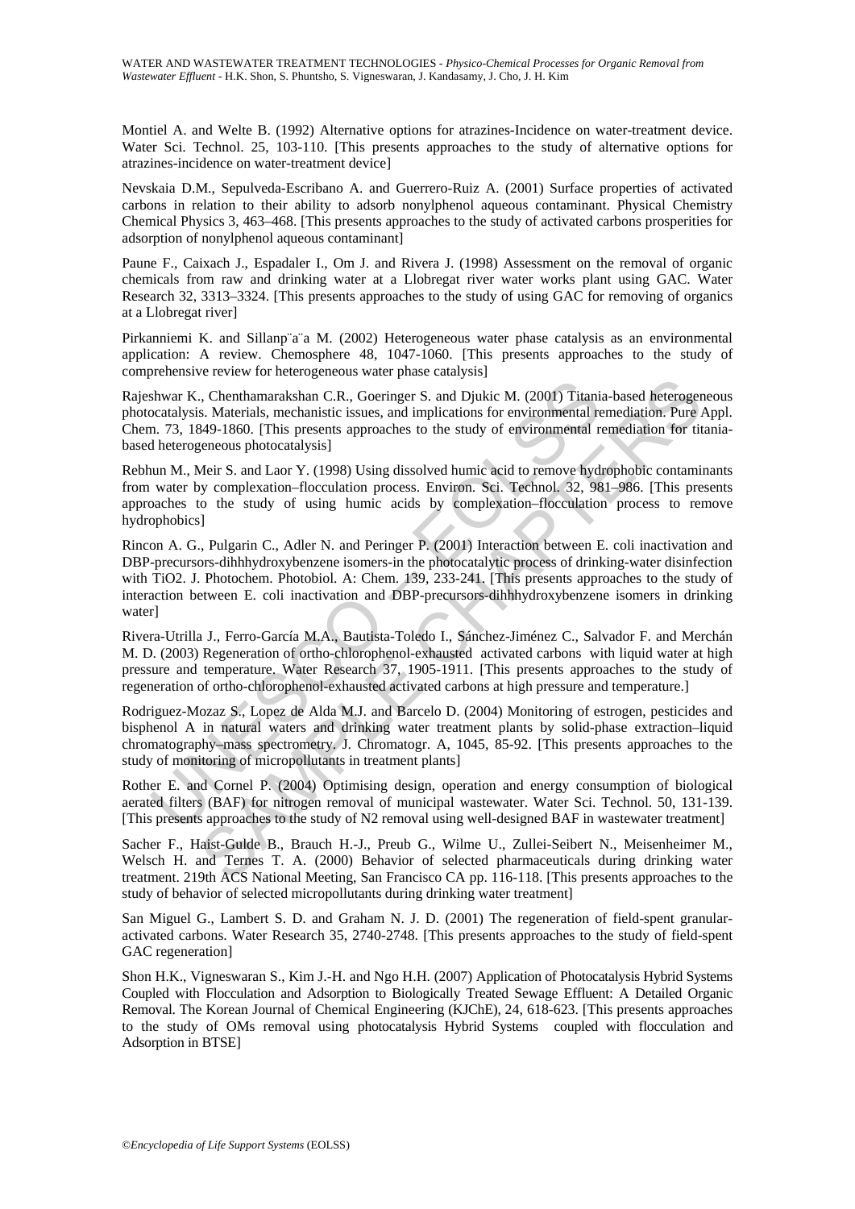Montiel A. and Welte B. (1992) Alternative options for atrazines-Incidence on water-treatment device. Water Sci. Technol. 25, 103-110. [This presents approaches to the study of alternative options for atrazines-incidence on water-treatment device]

Nevskaia D.M., Sepulveda-Escribano A. and Guerrero-Ruiz A. (2001) Surface properties of activated carbons in relation to their ability to adsorb nonylphenol aqueous contaminant. Physical Chemistry Chemical Physics 3, 463–468. [This presents approaches to the study of activated carbons prosperities for adsorption of nonylphenol aqueous contaminant]

Paune F., Caixach J., Espadaler I., Om J. and Rivera J. (1998) Assessment on the removal of organic chemicals from raw and drinking water at a Llobregat river water works plant using GAC. Water Research 32, 3313–3324. [This presents approaches to the study of using GAC for removing of organics at a Llobregat river]

Pirkanniemi K. and Sillanp¨a¨a M. (2002) Heterogeneous water phase catalysis as an environmental application: A review. Chemosphere 48, 1047-1060. [This presents approaches to the study of comprehensive review for heterogeneous water phase catalysis]

Rajeshwar K., Chenthamarakshan C.R., Goeringer S. and Djukic M. (2001) Titania-based heterogeneous photocatalysis. Materials, mechanistic issues, and implications for environmental remediation. Pure Appl. Chem. 73, 1849-1860. [This presents approaches to the study of environmental remediation for titania-based heterogeneous photocatalysis]

Rebhun M., Meir S. and Laor Y. (1998) Using dissolved humic acid to remove hydrophobic contaminants from water by complexation–flocculation process. Environ. Sci. Technol. 32, 981–986. [This presents approaches to the study of using humic acids by complexation–flocculation process to remove hydrophobics]

Rincon A. G., Pulgarin C., Adler N. and Peringer P. (2001) Interaction between E. coli inactivation and DBP-precursors-dihhhydroxybenzene isomers-in the photocatalytic process of drinking-water disinfection with TiO2. J. Photochem. Photobiol. A: Chem. 139, 233-241. [This presents approaches to the study of interaction between E. coli inactivation and DBP-precursors-dihhhydroxybenzene isomers in drinking water]

Rivera-Utrilla J., Ferro-García M.A., Bautista-Toledo I., Sánchez-Jiménez C., Salvador F. and Merchán M. D. (2003) Regeneration of ortho-chlorophenol-exhausted activated carbons with liquid water at high pressure and temperature. Water Research 37, 1905-1911. [This presents approaches to the study of regeneration of ortho-chlorophenol-exhausted activated carbons at high pressure and temperature.]

Rodriguez-Mozaz S., Lopez de Alda M.J. and Barcelo D. (2004) Monitoring of estrogen, pesticides and bisphenol A in natural waters and drinking water treatment plants by solid-phase extraction–liquid chromatography–mass spectrometry. J. Chromatogr. A, 1045, 85-92. [This presents approaches to the study of monitoring of micropollutants in treatment plants]

Rother E. and Cornel P. (2004) Optimising design, operation and energy consumption of biological aerated filters (BAF) for nitrogen removal of municipal wastewater. Water Sci. Technol. 50, 131-139. [This presents approaches to the study of N2 removal using well-designed BAF in wastewater treatment]

Sacher F., Haist-Gulde B., Brauch H.-J., Preub G., Wilme U., Zullei-Seibert N., Meisenheimer M., Welsch H. and Ternes T. A. (2000) Behavior of selected pharmaceuticals during drinking water treatment. 219th ACS National Meeting, San Francisco CA pp. 116-118. [This presents approaches to the study of behavior of selected micropollutants during drinking water treatment]

San Miguel G., Lambert S. D. and Graham N. J. D. (2001) The regeneration of field-spent granular-activated carbons. Water Research 35, 2740-2748. [This presents approaches to the study of field-spent GAC regeneration]

Shon H.K., Vigneswaran S., Kim J.-H. and Ngo H.H. (2007) Application of Photocatalysis Hybrid Systems Coupled with Flocculation and Adsorption to Biologically Treated Sewage Effluent: A Detailed Organic Removal. The Korean Journal of Chemical Engineering (KJChE), 24, 618-623. [This presents approaches to the study of OMs removal using photocatalysis Hybrid Systems coupled with flocculation and Adsorption in BTSE]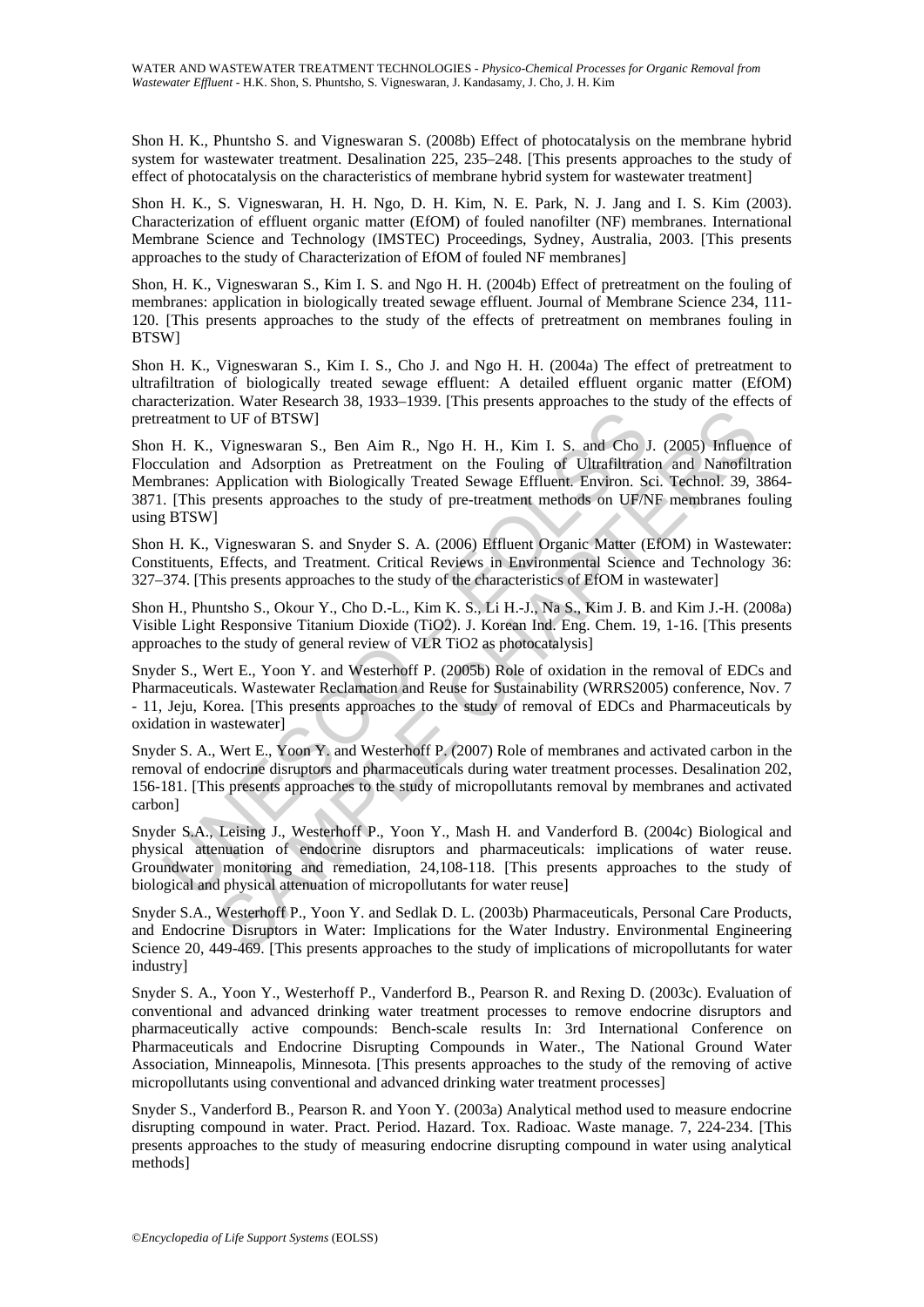Shon H. K., Phuntsho S. and Vigneswaran S. (2008b) Effect of photocatalysis on the membrane hybrid system for wastewater treatment. Desalination 225, 235–248. [This presents approaches to the study of effect of photocatalysis on the characteristics of membrane hybrid system for wastewater treatment]

Shon H. K., S. Vigneswaran, H. H. Ngo, D. H. Kim, N. E. Park, N. J. Jang and I. S. Kim (2003). Characterization of effluent organic matter (EfOM) of fouled nanofilter (NF) membranes. International Membrane Science and Technology (IMSTEC) Proceedings, Sydney, Australia, 2003. [This presents approaches to the study of Characterization of EfOM of fouled NF membranes]

Shon, H. K., Vigneswaran S., Kim I. S. and Ngo H. H. (2004b) Effect of pretreatment on the fouling of membranes: application in biologically treated sewage effluent. Journal of Membrane Science 234, 111-120. [This presents approaches to the study of the effects of pretreatment on membranes fouling in BTSW]

Shon H. K., Vigneswaran S., Kim I. S., Cho J. and Ngo H. H. (2004a) The effect of pretreatment to ultrafiltration of biologically treated sewage effluent: A detailed effluent organic matter (EfOM) characterization. Water Research 38, 1933–1939. [This presents approaches to the study of the effects of pretreatment to UF of BTSW]

Shon H. K., Vigneswaran S., Ben Aim R., Ngo H. H., Kim I. S. and Cho J. (2005) Influence of Flocculation and Adsorption as Pretreatment on the Fouling of Ultrafiltration and Nanofiltration Membranes: Application with Biologically Treated Sewage Effluent. Environ. Sci. Technol. 39, 3864-3871. [This presents approaches to the study of pre-treatment methods on UF/NF membranes fouling using BTSW]

Shon H. K., Vigneswaran S. and Snyder S. A. (2006) Effluent Organic Matter (EfOM) in Wastewater: Constituents, Effects, and Treatment. Critical Reviews in Environmental Science and Technology 36: 327–374. [This presents approaches to the study of the characteristics of EfOM in wastewater]

Shon H., Phuntsho S., Okour Y., Cho D.-L., Kim K. S., Li H.-J., Na S., Kim J. B. and Kim J.-H. (2008a) Visible Light Responsive Titanium Dioxide ($TiO_2$). J. Korean Ind. Eng. Chem. 19, 1-16. [This presents approaches to the study of general review of VLR $TiO_2$ as photocatalysis]

Snyder S., Wert E., Yoon Y. and Westerhoff P. (2005b) Role of oxidation in the removal of EDCs and Pharmaceuticals. Wastewater Reclamation and Reuse for Sustainability (WRRS2005) conference, Nov. 7 - 11, Jeju, Korea. [This presents approaches to the study of removal of EDCs and Pharmaceuticals by oxidation in wastewater]

Snyder S. A., Wert E., Yoon Y. and Westerhoff P. (2007) Role of membranes and activated carbon in the removal of endocrine disruptors and pharmaceuticals during water treatment processes. Desalination 202, 156-181. [This presents approaches to the study of micropollutants removal by membranes and activated carbon]

Snyder S.A., Leising J., Westerhoff P., Yoon Y., Mash H. and Vanderford B. (2004c) Biological and physical attenuation of endocrine disruptors and pharmaceuticals: implications of water reuse. Groundwater monitoring and remediation, 24,108-118. [This presents approaches to the study of biological and physical attenuation of micropollutants for water reuse]

Snyder S.A., Westerhoff P., Yoon Y. and Sedlak D. L. (2003b) Pharmaceuticals, Personal Care Products, and Endocrine Disruptors in Water: Implications for the Water Industry. Environmental Engineering Science 20, 449-469. [This presents approaches to the study of implications of micropollutants for water industry]

Snyder S. A., Yoon Y., Westerhoff P., Vanderford B., Pearson R. and Rexing D. (2003c). Evaluation of conventional and advanced drinking water treatment processes to remove endocrine disruptors and pharmaceutically active compounds: Bench-scale results In: 3rd International Conference on Pharmaceuticals and Endocrine Disrupting Compounds in Water., The National Ground Water Association, Minneapolis, Minnesota. [This presents approaches to the study of the removing of active micropollutants using conventional and advanced drinking water treatment processes]

Snyder S., Vanderford B., Pearson R. and Yoon Y. (2003a) Analytical method used to measure endocrine disrupting compound in water. Pract. Period. Hazard. Tox. Radioac. Waste manage. 7, 224-234. [This presents approaches to the study of measuring endocrine disrupting compound in water using analytical methods]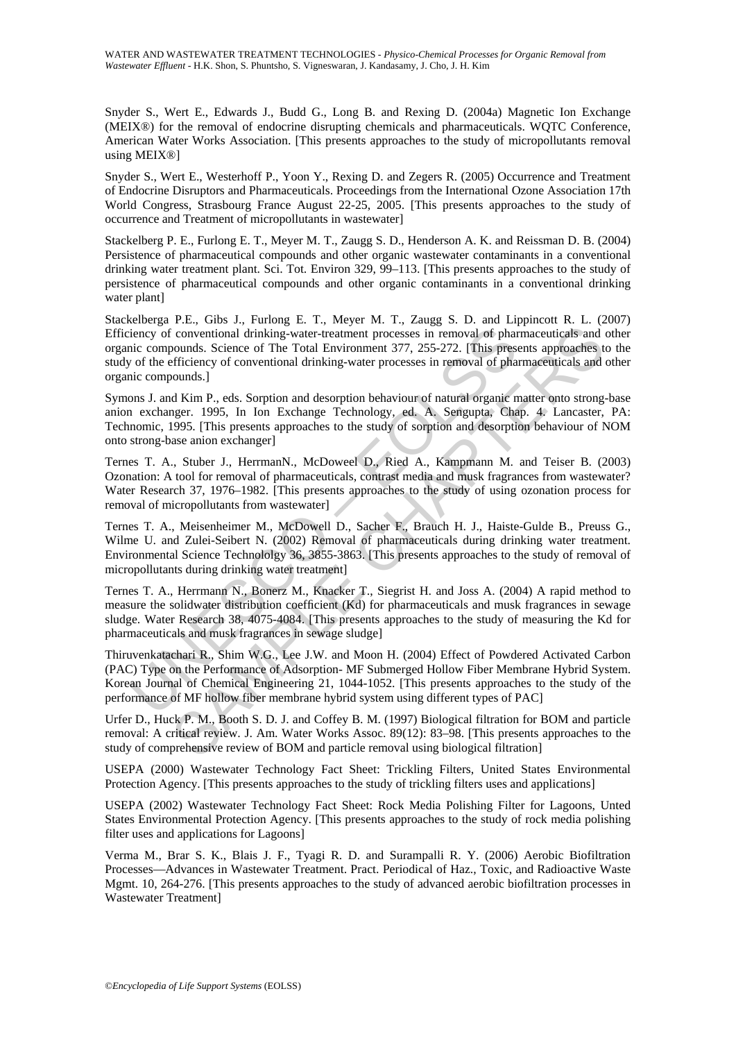Snyder S., Wert E., Edwards J., Budd G., Long B. and Rexing D. (2004a) Magnetic Ion Exchange (MEIX®) for the removal of endocrine disrupting chemicals and pharmaceuticals. WQTC Conference, American Water Works Association. [This presents approaches to the study of micropollutants removal using MEIX®]

Snyder S., Wert E., Westerhoff P., Yoon Y., Rexing D. and Zegers R. (2005) Occurrence and Treatment of Endocrine Disruptors and Pharmaceuticals. Proceedings from the International Ozone Association 17th World Congress, Strasbourg France August 22-25, 2005. [This presents approaches to the study of occurrence and Treatment of micropollutants in wastewater]

Stackelberg P. E., Furlong E. T., Meyer M. T., Zaugg S. D., Henderson A. K. and Reissman D. B. (2004) Persistence of pharmaceutical compounds and other organic wastewater contaminants in a conventional drinking water treatment plant. Sci. Tot. Environ 329, 99–113. [This presents approaches to the study of persistence of pharmaceutical compounds and other organic contaminants in a conventional drinking water plant]

Stackelberga P.E., Gibs J., Furlong E. T., Meyer M. T., Zaugg S. D. and Lippincott R. L. (2007) Efficiency of conventional drinking-water-treatment processes in removal of pharmaceuticals and other organic compounds. Science of The Total Environment 377, 255-272. [This presents approaches to the study of the efficiency of conventional drinking-water processes in removal of pharmaceuticals and other organic compounds.]

Symons J. and Kim P., eds. Sorption and desorption behaviour of natural organic matter onto strong-base anion exchanger. 1995, In Ion Exchange Technology, ed. A. Sengupta, Chap. 4. Lancaster, PA: Technomic, 1995. [This presents approaches to the study of sorption and desorption behaviour of NOM onto strong-base anion exchanger]

Ternes T. A., Stuber J., HerrmanN., McDoweel D., Ried A., Kampmann M. and Teiser B. (2003) Ozonation: A tool for removal of pharmaceuticals, contrast media and musk fragrances from wastewater? Water Research 37, 1976–1982. [This presents approaches to the study of using ozonation process for removal of micropollutants from wastewater]

Ternes T. A., Meisenheimer M., McDowell D., Sacher F., Brauch H. J., Haiste-Gulde B., Preuss G., Wilme U. and Zulei-Seibert N. (2002) Removal of pharmaceuticals during drinking water treatment. Environmental Science Technololgy 36, 3855-3863. [This presents approaches to the study of removal of micropollutants during drinking water treatment]

Ternes T. A., Herrmann N., Bonerz M., Knacker T., Siegrist H. and Joss A. (2004) A rapid method to measure the solidwater distribution coefficient (Kd) for pharmaceuticals and musk fragrances in sewage sludge. Water Research 38, 4075-4084. [This presents approaches to the study of measuring the Kd for pharmaceuticals and musk fragrances in sewage sludge]

Thiruvenkatachari R., Shim W.G., Lee J.W. and Moon H. (2004) Effect of Powdered Activated Carbon (PAC) Type on the Performance of Adsorption- MF Submerged Hollow Fiber Membrane Hybrid System. Korean Journal of Chemical Engineering 21, 1044-1052. [This presents approaches to the study of the performance of MF hollow fiber membrane hybrid system using different types of PAC]

Urfer D., Huck P. M., Booth S. D. J. and Coffey B. M. (1997) Biological filtration for BOM and particle removal: A critical review. J. Am. Water Works Assoc. 89(12): 83–98. [This presents approaches to the study of comprehensive review of BOM and particle removal using biological filtration]

USEPA (2000) Wastewater Technology Fact Sheet: Trickling Filters, United States Environmental Protection Agency. [This presents approaches to the study of trickling filters uses and applications]

USEPA (2002) Wastewater Technology Fact Sheet: Rock Media Polishing Filter for Lagoons, Unted States Environmental Protection Agency. [This presents approaches to the study of rock media polishing filter uses and applications for Lagoons]

Verma M., Brar S. K., Blais J. F., Tyagi R. D. and Surampalli R. Y. (2006) Aerobic Biofiltration Processes—Advances in Wastewater Treatment. Pract. Periodical of Haz., Toxic, and Radioactive Waste Mgmt. 10, 264-276. [This presents approaches to the study of advanced aerobic biofiltration processes in Wastewater Treatment]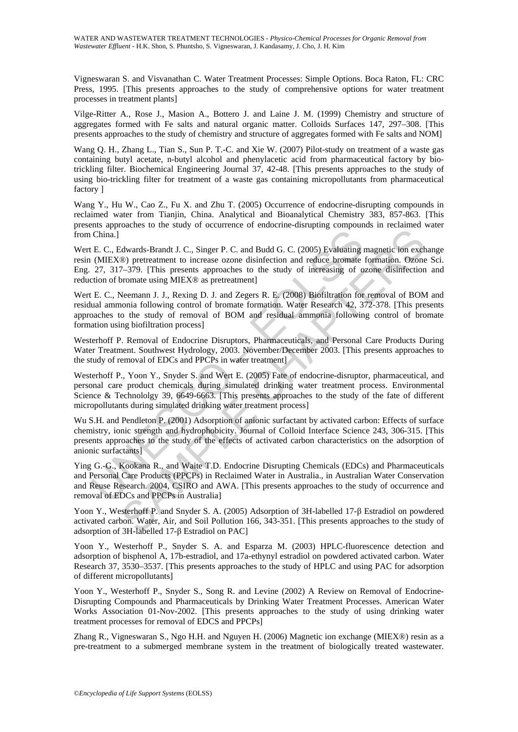Vigneswaran S. and Visvanathan C. Water Treatment Processes: Simple Options. Boca Raton, FL: CRC Press, 1995. [This presents approaches to the study of comprehensive options for water treatment processes in treatment plants]

Vilge-Ritter A., Rose J., Masion A., Bottero J. and Laine J. M. (1999) Chemistry and structure of aggregates formed with Fe salts and natural organic matter. Colloids Surfaces 147, 297–308. [This presents approaches to the study of chemistry and structure of aggregates formed with Fe salts and NOM]

Wang Q. H., Zhang L., Tian S., Sun P. T.-C. and Xie W. (2007) Pilot-study on treatment of a waste gas containing butyl acetate, n-butyl alcohol and phenylacetic acid from pharmaceutical factory by bio-trickling filter. Biochemical Engineering Journal 37, 42-48. [This presents approaches to the study of using bio-trickling filter for treatment of a waste gas containing micropollutants from pharmaceutical factory ]

Wang Y., Hu W., Cao Z., Fu X. and Zhu T. (2005) Occurrence of endocrine-disrupting compounds in reclaimed water from Tianjin, China. Analytical and Bioanalytical Chemistry 383, 857-863. [This presents approaches to the study of occurrence of endocrine-disrupting compounds in reclaimed water from China.]

Wert E. C., Edwards-Brandt J. C., Singer P. C. and Budd G. C. (2005) Evaluating magnetic ion exchange resin (MIEX®) pretreatment to increase ozone disinfection and reduce bromate formation. Ozone Sci. Eng. 27, 317–379. [This presents approaches to the study of increasing of ozone disinfection and reduction of bromate using MIEX® as pretreatment]

Wert E. C., Neemann J. J., Rexing D. J. and Zegers R. E. (2008) Biofiltration for removal of BOM and residual ammonia following control of bromate formation. Water Research 42, 372-378. [This presents approaches to the study of removal of BOM and residual ammonia following control of bromate formation using biofiltration process]

Westerhoff P. Removal of Endocrine Disruptors, Pharmaceuticals, and Personal Care Products During Water Treatment. Southwest Hydrology, 2003. November/December 2003. [This presents approaches to the study of removal of EDCs and PPCPs in water treatment]

Westerhoff P., Yoon Y., Snyder S. and Wert E. (2005) Fate of endocrine-disruptor, pharmaceutical, and personal care product chemicals during simulated drinking water treatment process. Environmental Science & Technololgy 39, 6649-6663. [This presents approaches to the study of the fate of different micropollutants during simulated drinking water treatment process]

Wu S.H. and Pendleton P. (2001) Adsorption of anionic surfactant by activated carbon: Effects of surface chemistry, ionic strength and hydrophobicity. Journal of Colloid Interface Science 243, 306-315. [This presents approaches to the study of the effects of activated carbon characteristics on the adsorption of anionic surfactants]

Ying G.-G., Kookana R., and Waite T.D. Endocrine Disrupting Chemicals (EDCs) and Pharmaceuticals and Personal Care Products (PPCPs) in Reclaimed Water in Australia., in Australian Water Conservation and Reuse Research. 2004, CSIRO and AWA. [This presents approaches to the study of occurrence and removal of EDCs and PPCPs in Australia]

Yoon Y., Westerhoff P. and Snyder S. A. (2005) Adsorption of 3H-labelled 17-β Estradiol on powdered activated carbon. Water, Air, and Soil Pollution 166, 343-351. [This presents approaches to the study of adsorption of 3H-labelled 17-β Estradiol on PAC]

Yoon Y., Westerhoff P., Snyder S. A. and Esparza M. (2003) HPLC-fluorescence detection and adsorption of bisphenol A, 17b-estradiol, and 17a-ethynyl estradiol on powdered activated carbon. Water Research 37, 3530–3537. [This presents approaches to the study of HPLC and using PAC for adsorption of different micropollutants]

Yoon Y., Westerhoff P., Snyder S., Song R. and Levine (2002) A Review on Removal of Endocrine-Disrupting Compounds and Pharmaceuticals by Drinking Water Treatment Processes. American Water Works Association 01-Nov-2002. [This presents approaches to the study of using drinking water treatment processes for removal of EDCS and PPCPs]

Zhang R., Vigneswaran S., Ngo H.H. and Nguyen H. (2006) Magnetic ion exchange (MIEX®) resin as a pre-treatment to a submerged membrane system in the treatment of biologically treated wastewater.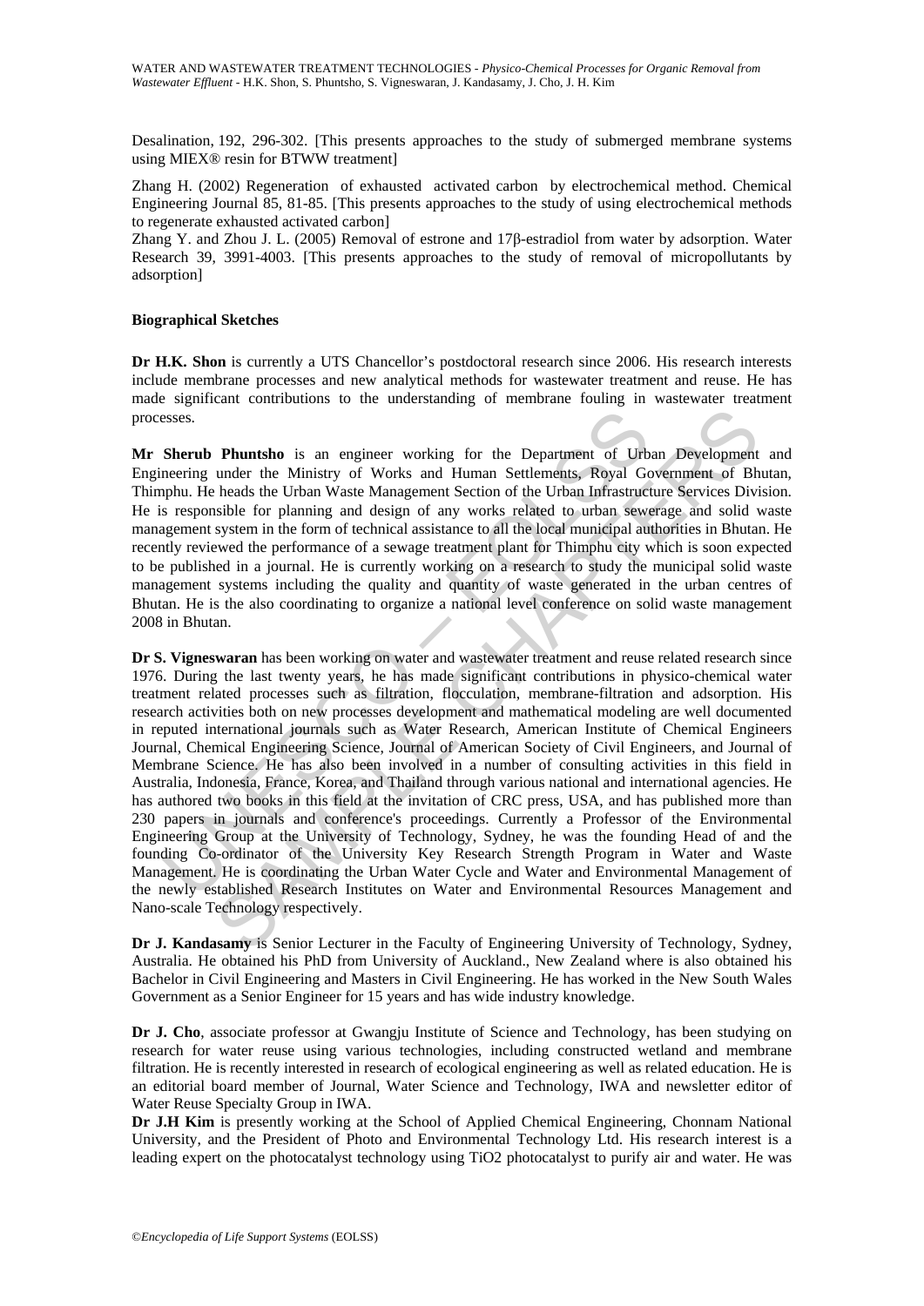Desalination, 192, 296-302. [This presents approaches to the study of submerged membrane systems using MIEX® resin for BTWW treatment]

Zhang H. (2002) Regeneration of exhausted activated carbon by electrochemical method. Chemical Engineering Journal 85, 81-85. [This presents approaches to the study of using electrochemical methods to regenerate exhausted activated carbon]

Zhang Y. and Zhou J. L. (2005) Removal of estrone and 17β-estradiol from water by adsorption. Water Research 39, 3991-4003. [This presents approaches to the study of removal of micropollutants by adsorption]

### Biographical Sketches

**Dr H.K. Shon** is currently a UTS Chancellor's postdoctoral research since 2006. His research interests include membrane processes and new analytical methods for wastewater treatment and reuse. He has made significant contributions to the understanding of membrane fouling in wastewater treatment processes.

**Mr Sherub Phuntsho** is an engineer working for the Department of Urban Development and Engineering under the Ministry of Works and Human Settlements, Royal Government of Bhutan, Thimphu. He heads the Urban Waste Management Section of the Urban Infrastructure Services Division. He is responsible for planning and design of any works related to urban sewerage and solid waste management system in the form of technical assistance to all the local municipal authorities in Bhutan. He recently reviewed the performance of a sewage treatment plant for Thimphu city which is soon expected to be published in a journal. He is currently working on a research to study the municipal solid waste management systems including the quality and quantity of waste generated in the urban centres of Bhutan. He is the also coordinating to organize a national level conference on solid waste management 2008 in Bhutan.

**Dr S. Vigneswaran** has been working on water and wastewater treatment and reuse related research since 1976. During the last twenty years, he has made significant contributions in physico-chemical water treatment related processes such as filtration, flocculation, membrane-filtration and adsorption. His research activities both on new processes development and mathematical modeling are well documented in reputed international journals such as Water Research, American Institute of Chemical Engineers Journal, Chemical Engineering Science, Journal of American Society of Civil Engineers, and Journal of Membrane Science. He has also been involved in a number of consulting activities in this field in Australia, Indonesia, France, Korea, and Thailand through various national and international agencies. He has authored two books in this field at the invitation of CRC press, USA, and has published more than 230 papers in journals and conference's proceedings. Currently a Professor of the Environmental Engineering Group at the University of Technology, Sydney, he was the founding Head of and the founding Co-ordinator of the University Key Research Strength Program in Water and Waste Management. He is coordinating the Urban Water Cycle and Water and Environmental Management of the newly established Research Institutes on Water and Environmental Resources Management and Nano-scale Technology respectively.

**Dr J. Kandasamy** is Senior Lecturer in the Faculty of Engineering University of Technology, Sydney, Australia. He obtained his PhD from University of Auckland., New Zealand where is also obtained his Bachelor in Civil Engineering and Masters in Civil Engineering. He has worked in the New South Wales Government as a Senior Engineer for 15 years and has wide industry knowledge.

**Dr J. Cho**, associate professor at Gwangju Institute of Science and Technology, has been studying on research for water reuse using various technologies, including constructed wetland and membrane filtration. He is recently interested in research of ecological engineering as well as related education. He is an editorial board member of Journal, Water Science and Technology, IWA and newsletter editor of Water Reuse Specialty Group in IWA.

**Dr J.H Kim** is presently working at the School of Applied Chemical Engineering, Chonnam National University, and the President of Photo and Environmental Technology Ltd. His research interest is a leading expert on the photocatalyst technology using $TiO_2$ photocatalyst to purify air and water. He was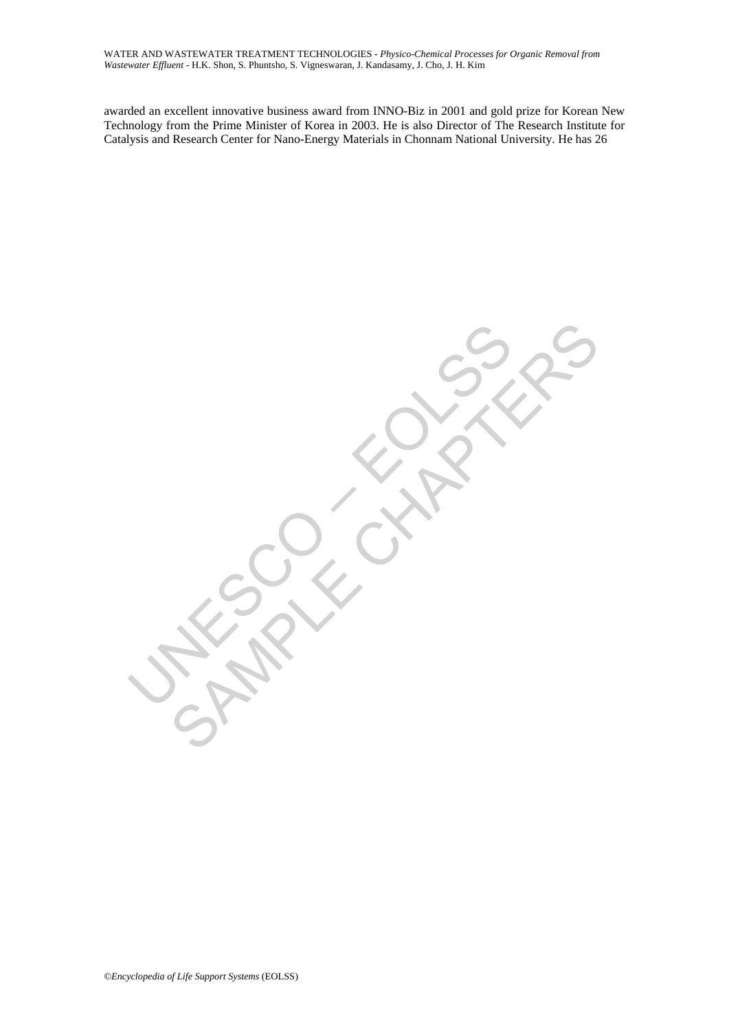awarded an excellent innovative business award from INNO-Biz in 2001 and gold prize for Korean New Technology from the Prime Minister of Korea in 2003. He is also Director of The Research Institute for Catalysis and Research Center for Nano-Energy Materials in Chonnam National University. He has 26